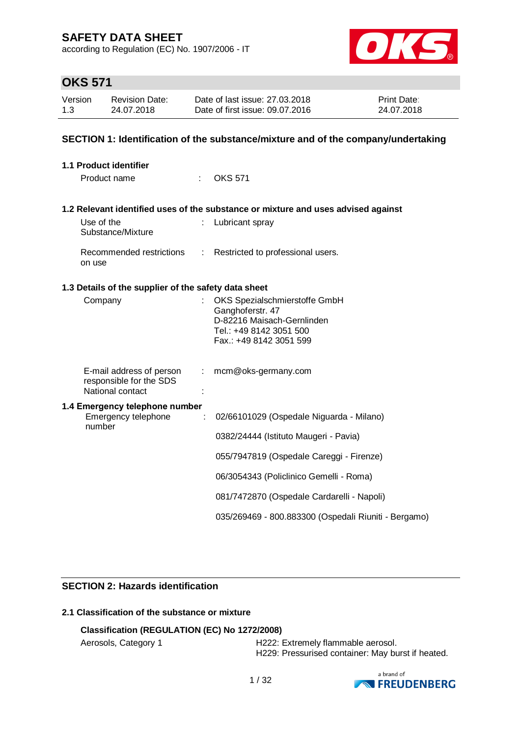# SAFETY DATA SHEET

according to Regulation (EC) No. 1907/2006 - IT

## OKS 571

| Version | Revision Date: | Date of last issue: 27.03.2018 | Print Date: |
|---|---|---|---|
| 1.3 | 24.07.2018 | Date of first issue: 09.07.2016 | 24.07.2018 |

## SECTION 1: Identification of the substance/mixture and of the company/undertaking

### 1.1 Product identifier

Product name : OKS 571

### 1.2 Relevant identified uses of the substance or mixture and uses advised against

Use of the Substance/Mixture : Lubricant spray

Recommended restrictions on use : Restricted to professional users.

### 1.3 Details of the supplier of the safety data sheet

Company : OKS Spezialschmierstoffe GmbH
Ganghoferstr. 47
D-82216 Maisach-Gernlinden
Tel.: +49 8142 3051 500
Fax.: +49 8142 3051 599

E-mail address of person responsible for the SDS : mcm@oks-germany.com

National contact :

### 1.4 Emergency telephone number

Emergency telephone number : 02/66101029 (Ospedale Niguarda - Milano)

0382/24444 (Istituto Maugeri - Pavia)

055/7947819 (Ospedale Careggi - Firenze)

06/3054343 (Policlinico Gemelli - Roma)

081/7472870 (Ospedale Cardarelli - Napoli)

035/269469 - 800.883300 (Ospedali Riuniti - Bergamo)

## SECTION 2: Hazards identification

### 2.1 Classification of the substance or mixture

**Classification (REGULATION (EC) No 1272/2008)**

Aerosols, Category 1 — H222: Extremely flammable aerosol.
H229: Pressurised container: May burst if heated.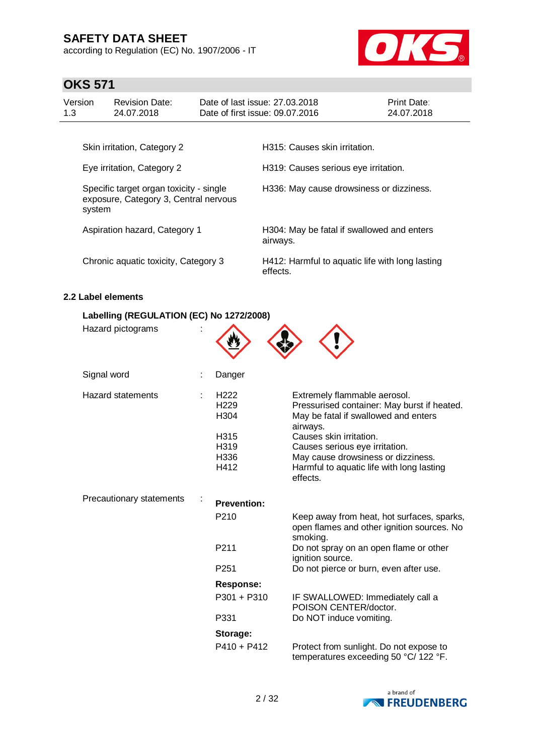| | |
|---|---|
| Skin irritation, Category 2 | H315: Causes skin irritation. |
| Eye irritation, Category 2 | H319: Causes serious eye irritation. |
| Specific target organ toxicity - single exposure, Category 3, Central nervous system | H336: May cause drowsiness or dizziness. |
| Aspiration hazard, Category 1 | H304: May be fatal if swallowed and enters airways. |
| Chronic aquatic toxicity, Category 3 | H412: Harmful to aquatic life with long lasting effects. |

### 2.2 Label elements

**Labelling (REGULATION (EC) No 1272/2008)**

Hazard pictograms :

Signal word : Danger

Hazard statements :

| | |
|---|---|
| H222 | Extremely flammable aerosol. |
| H229 | Pressurised container: May burst if heated. |
| H304 | May be fatal if swallowed and enters airways. |
| H315 | Causes skin irritation. |
| H319 | Causes serious eye irritation. |
| H336 | May cause drowsiness or dizziness. |
| H412 | Harmful to aquatic life with long lasting effects. |

Precautionary statements :

**Prevention:**

| | |
|---|---|
| P210 | Keep away from heat, hot surfaces, sparks, open flames and other ignition sources. No smoking. |
| P211 | Do not spray on an open flame or other ignition source. |
| P251 | Do not pierce or burn, even after use. |

**Response:**

| | |
|---|---|
| P301 + P310 | IF SWALLOWED: Immediately call a POISON CENTER/doctor. |
| P331 | Do NOT induce vomiting. |

**Storage:**

| | |
|---|---|
| P410 + P412 | Protect from sunlight. Do not expose to temperatures exceeding 50 °C/ 122 °F. |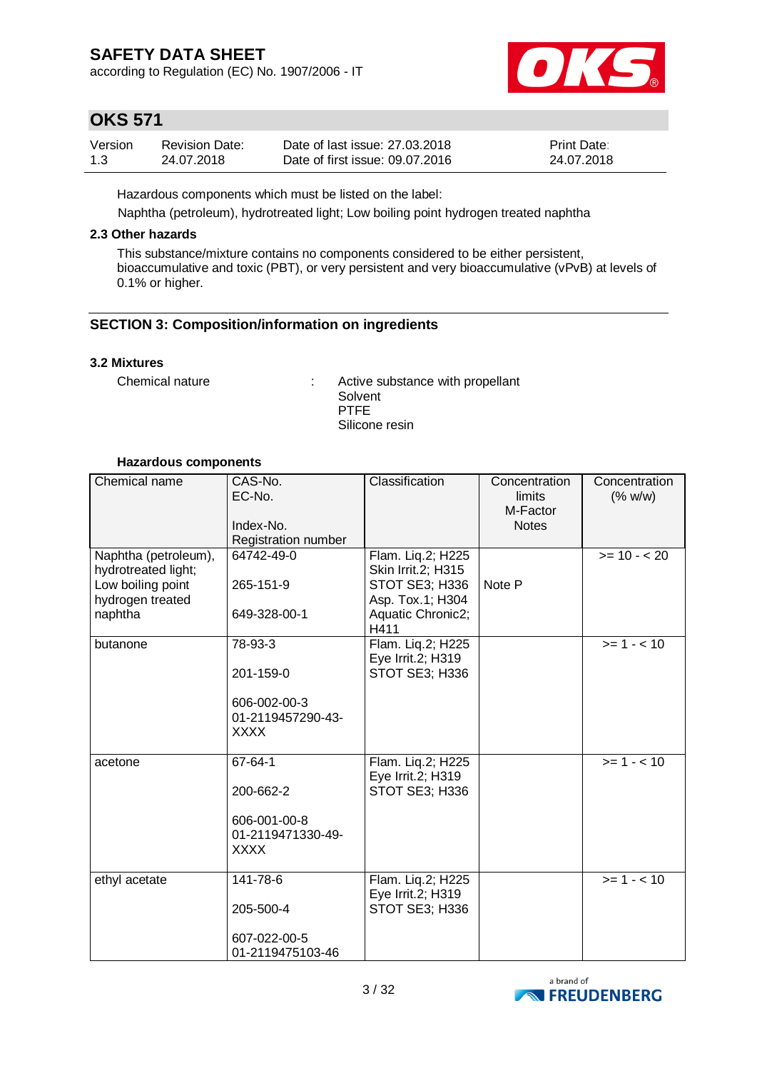Hazardous components which must be listed on the label:

Naphtha (petroleum), hydrotreated light; Low boiling point hydrogen treated naphtha

### 2.3 Other hazards

This substance/mixture contains no components considered to be either persistent, bioaccumulative and toxic (PBT), or very persistent and very bioaccumulative (vPvB) at levels of 0.1% or higher.

## SECTION 3: Composition/information on ingredients

### 3.2 Mixtures

Chemical nature : Active substance with propellant
Solvent
PTFE
Silicone resin

**Hazardous components**

| Chemical name | CAS-No.<br>EC-No.<br><br>Index-No.<br>Registration number | Classification | Concentration limits<br>M-Factor<br>Notes | Concentration (% w/w) |
|---|---|---|---|---|
| Naphtha (petroleum), hydrotreated light; Low boiling point hydrogen treated naphtha | 64742-49-0<br><br>265-151-9<br><br>649-328-00-1 | Flam. Liq.2; H225<br>Skin Irrit.2; H315<br>STOT SE3; H336<br>Asp. Tox.1; H304<br>Aquatic Chronic2; H411 | Note P | >= 10 - < 20 |
| butanone | 78-93-3<br><br>201-159-0<br><br>606-002-00-3<br>01-2119457290-43-XXXX | Flam. Liq.2; H225<br>Eye Irrit.2; H319<br>STOT SE3; H336 | | >= 1 - < 10 |
| acetone | 67-64-1<br><br>200-662-2<br><br>606-001-00-8<br>01-2119471330-49-XXXX | Flam. Liq.2; H225<br>Eye Irrit.2; H319<br>STOT SE3; H336 | | >= 1 - < 10 |
| ethyl acetate | 141-78-6<br><br>205-500-4<br><br>607-022-00-5<br>01-2119475103-46 | Flam. Liq.2; H225<br>Eye Irrit.2; H319<br>STOT SE3; H336 | | >= 1 - < 10 |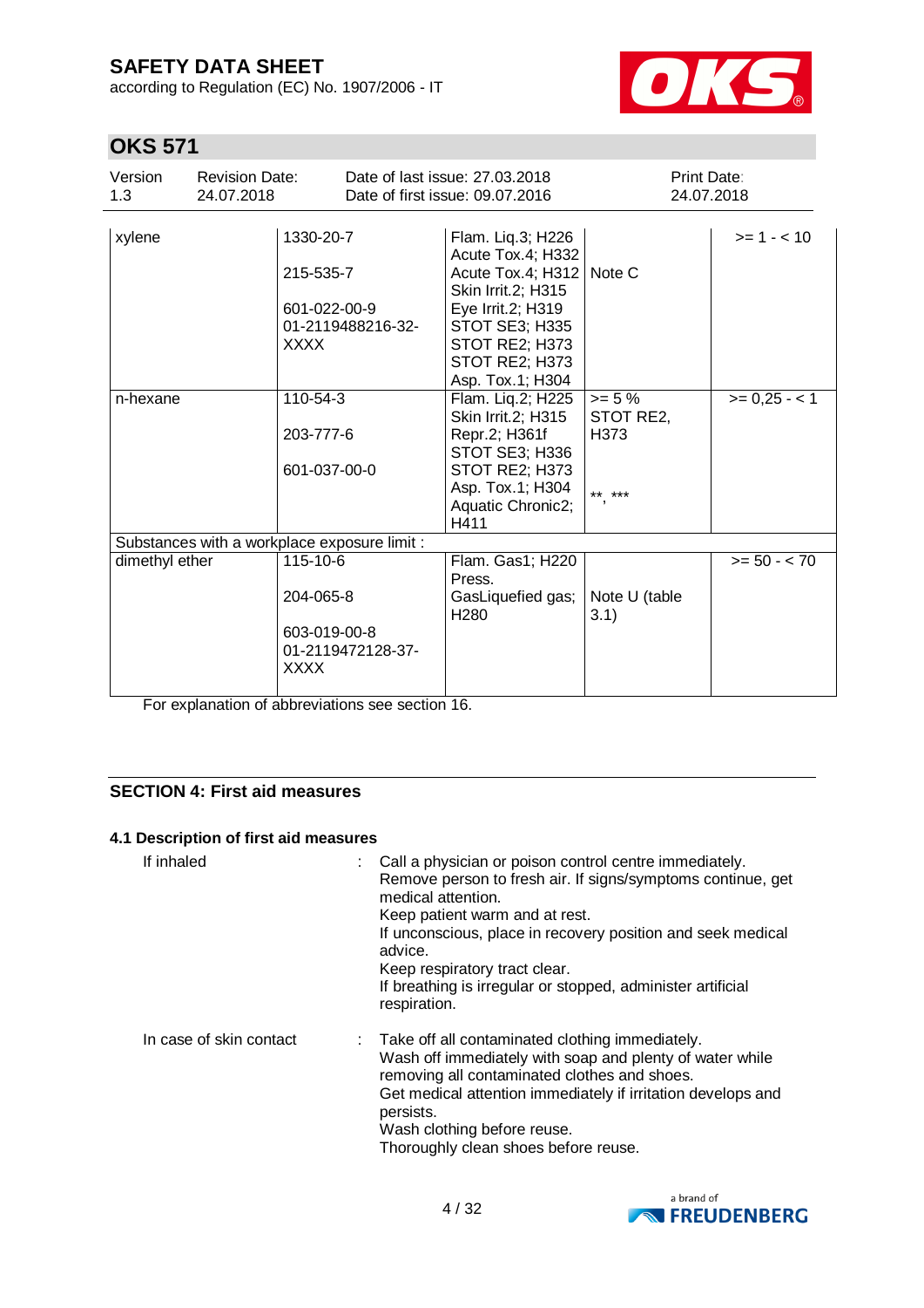| | | | | |
|---|---|---|---|---|
| xylene | 1330-20-7<br>215-535-7<br>601-022-00-9<br>01-2119488216-32-XXXX | Flam. Liq.3; H226<br>Acute Tox.4; H332<br>Acute Tox.4; H312<br>Skin Irrit.2; H315<br>Eye Irrit.2; H319<br>STOT SE3; H335<br>STOT RE2; H373<br>STOT RE2; H373<br>Asp. Tox.1; H304 | Note C | >= 1 - < 10 |
| n-hexane | 110-54-3<br>203-777-6<br>601-037-00-0 | Flam. Liq.2; H225<br>Skin Irrit.2; H315<br>Repr.2; H361f<br>STOT SE3; H336<br>STOT RE2; H373<br>Asp. Tox.1; H304<br>Aquatic Chronic2; H411 | >= 5 %<br>STOT RE2, H373<br>**, *** | >= 0,25 - < 1 |
| Substances with a workplace exposure limit : | | | | |
| dimethyl ether | 115-10-6<br>204-065-8<br>603-019-00-8<br>01-2119472128-37-XXXX | Flam. Gas1; H220<br>Press. GasLiquefied gas; H280 | Note U (table 3.1) | >= 50 - < 70 |

For explanation of abbreviations see section 16.

## SECTION 4: First aid measures

### 4.1 Description of first aid measures

If inhaled : Call a physician or poison control centre immediately.
Remove person to fresh air. If signs/symptoms continue, get medical attention.
Keep patient warm and at rest.
If unconscious, place in recovery position and seek medical advice.
Keep respiratory tract clear.
If breathing is irregular or stopped, administer artificial respiration.

In case of skin contact : Take off all contaminated clothing immediately.
Wash off immediately with soap and plenty of water while removing all contaminated clothes and shoes.
Get medical attention immediately if irritation develops and persists.
Wash clothing before reuse.
Thoroughly clean shoes before reuse.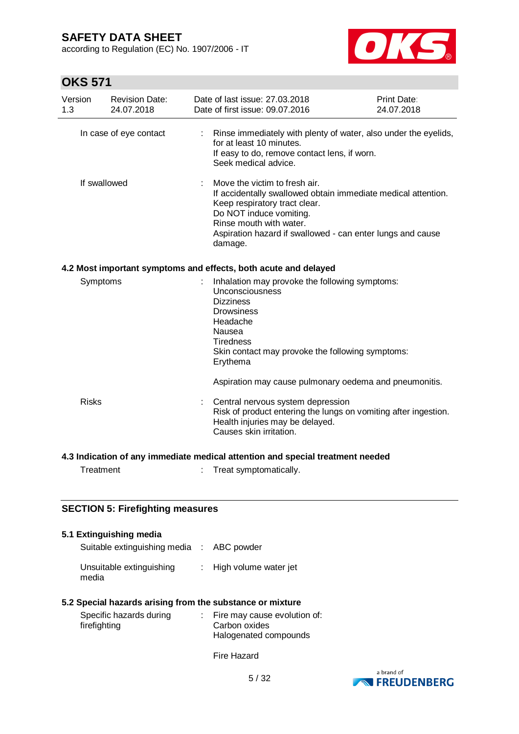| | | |
|---|---|---|
| In case of eye contact | : | Rinse immediately with plenty of water, also under the eyelids, for at least 10 minutes.<br>If easy to do, remove contact lens, if worn.<br>Seek medical advice. |
| If swallowed | : | Move the victim to fresh air.<br>If accidentally swallowed obtain immediate medical attention.<br>Keep respiratory tract clear.<br>Do NOT induce vomiting.<br>Rinse mouth with water.<br>Aspiration hazard if swallowed - can enter lungs and cause damage. |

### 4.2 Most important symptoms and effects, both acute and delayed

| | | |
|---|---|---|
| Symptoms | : | Inhalation may provoke the following symptoms:<br>Unconsciousness<br>Dizziness<br>Drowsiness<br>Headache<br>Nausea<br>Tiredness<br>Skin contact may provoke the following symptoms:<br>Erythema<br><br>Aspiration may cause pulmonary oedema and pneumonitis. |
| Risks | : | Central nervous system depression<br>Risk of product entering the lungs on vomiting after ingestion.<br>Health injuries may be delayed.<br>Causes skin irritation. |

### 4.3 Indication of any immediate medical attention and special treatment needed

| | | |
|---|---|---|
| Treatment | : | Treat symptomatically. |

## SECTION 5: Firefighting measures

### 5.1 Extinguishing media

| | | |
|---|---|---|
| Suitable extinguishing media | : | ABC powder |
| Unsuitable extinguishing media | : | High volume water jet |

### 5.2 Special hazards arising from the substance or mixture

| | | |
|---|---|---|
| Specific hazards during firefighting | : | Fire may cause evolution of:<br>Carbon oxides<br>Halogenated compounds<br><br>Fire Hazard |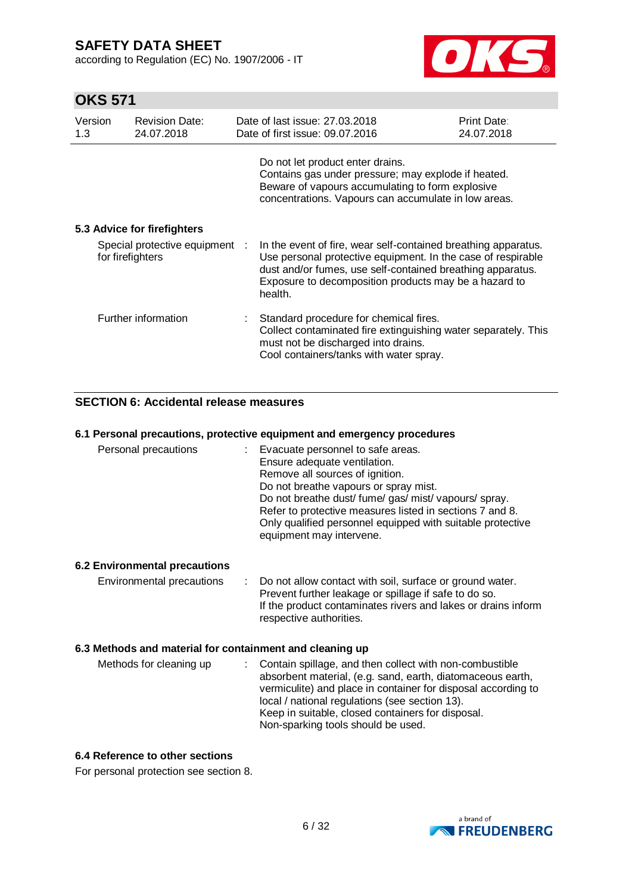Do not let product enter drains.
Contains gas under pressure; may explode if heated.
Beware of vapours accumulating to form explosive concentrations. Vapours can accumulate in low areas.

### 5.3 Advice for firefighters

| | |
|---|---|
| Special protective equipment for firefighters | : In the event of fire, wear self-contained breathing apparatus. Use personal protective equipment. In the case of respirable dust and/or fumes, use self-contained breathing apparatus. Exposure to decomposition products may be a hazard to health. |
| Further information | : Standard procedure for chemical fires. Collect contaminated fire extinguishing water separately. This must not be discharged into drains. Cool containers/tanks with water spray. |

## SECTION 6: Accidental release measures

### 6.1 Personal precautions, protective equipment and emergency procedures

| | |
|---|---|
| Personal precautions | : Evacuate personnel to safe areas. Ensure adequate ventilation. Remove all sources of ignition. Do not breathe vapours or spray mist. Do not breathe dust/ fume/ gas/ mist/ vapours/ spray. Refer to protective measures listed in sections 7 and 8. Only qualified personnel equipped with suitable protective equipment may intervene. |

### 6.2 Environmental precautions

| | |
|---|---|
| Environmental precautions | : Do not allow contact with soil, surface or ground water. Prevent further leakage or spillage if safe to do so. If the product contaminates rivers and lakes or drains inform respective authorities. |

### 6.3 Methods and material for containment and cleaning up

| | |
|---|---|
| Methods for cleaning up | : Contain spillage, and then collect with non-combustible absorbent material, (e.g. sand, earth, diatomaceous earth, vermiculite) and place in container for disposal according to local / national regulations (see section 13). Keep in suitable, closed containers for disposal. Non-sparking tools should be used. |

### 6.4 Reference to other sections

For personal protection see section 8.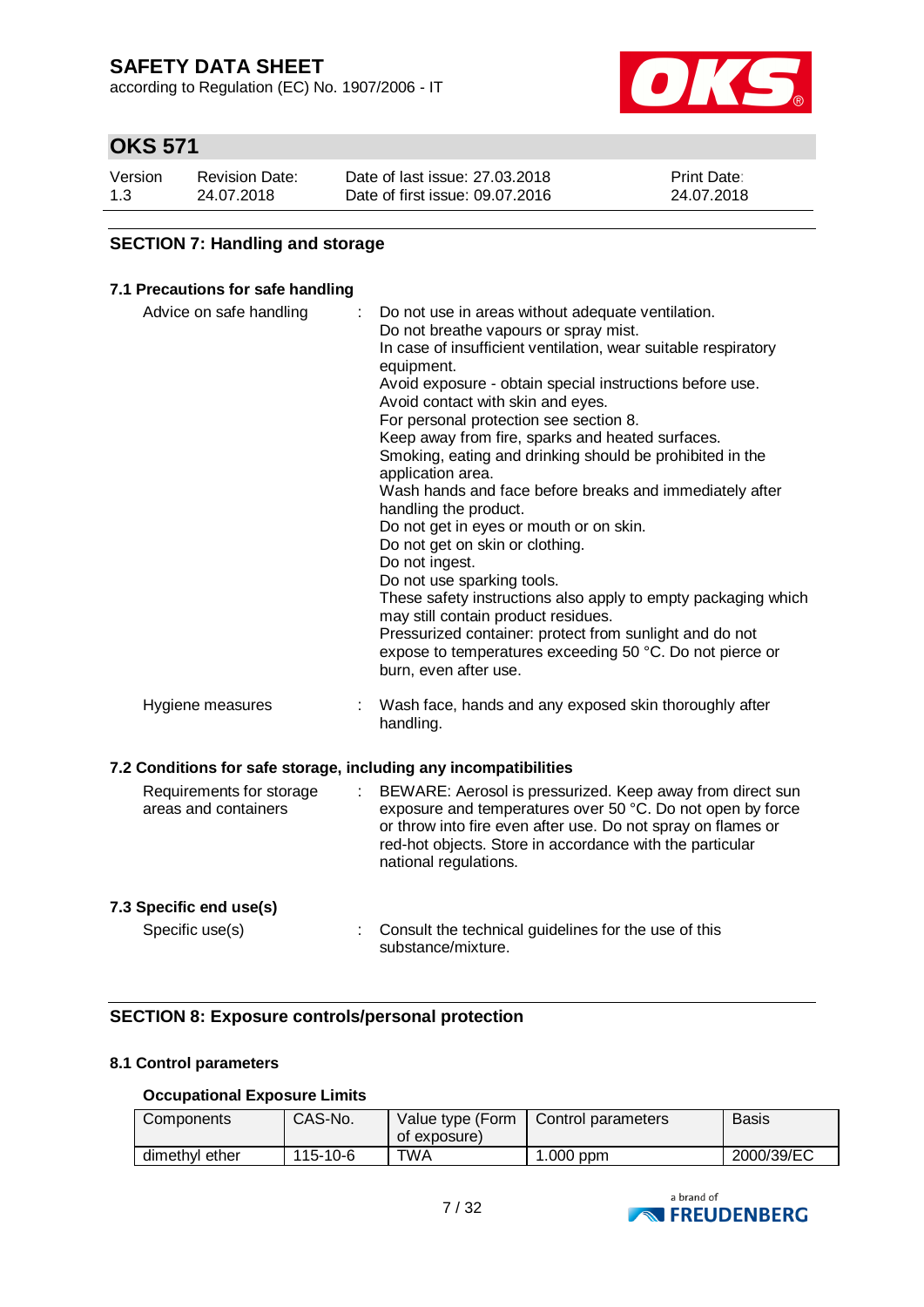## SECTION 7: Handling and storage

### 7.1 Precautions for safe handling

Advice on safe handling : Do not use in areas without adequate ventilation.
Do not breathe vapours or spray mist.
In case of insufficient ventilation, wear suitable respiratory equipment.
Avoid exposure - obtain special instructions before use.
Avoid contact with skin and eyes.
For personal protection see section 8.
Keep away from fire, sparks and heated surfaces.
Smoking, eating and drinking should be prohibited in the application area.
Wash hands and face before breaks and immediately after handling the product.
Do not get in eyes or mouth or on skin.
Do not get on skin or clothing.
Do not ingest.
Do not use sparking tools.
These safety instructions also apply to empty packaging which may still contain product residues.
Pressurized container: protect from sunlight and do not expose to temperatures exceeding 50 °C. Do not pierce or burn, even after use.

Hygiene measures : Wash face, hands and any exposed skin thoroughly after handling.

### 7.2 Conditions for safe storage, including any incompatibilities

Requirements for storage areas and containers : BEWARE: Aerosol is pressurized. Keep away from direct sun exposure and temperatures over 50 °C. Do not open by force or throw into fire even after use. Do not spray on flames or red-hot objects. Store in accordance with the particular national regulations.

### 7.3 Specific end use(s)

Specific use(s) : Consult the technical guidelines for the use of this substance/mixture.

## SECTION 8: Exposure controls/personal protection

### 8.1 Control parameters

**Occupational Exposure Limits**

| Components | CAS-No. | Value type (Form of exposure) | Control parameters | Basis |
|---|---|---|---|---|
| dimethyl ether | 115-10-6 | TWA | 1.000 ppm | 2000/39/EC |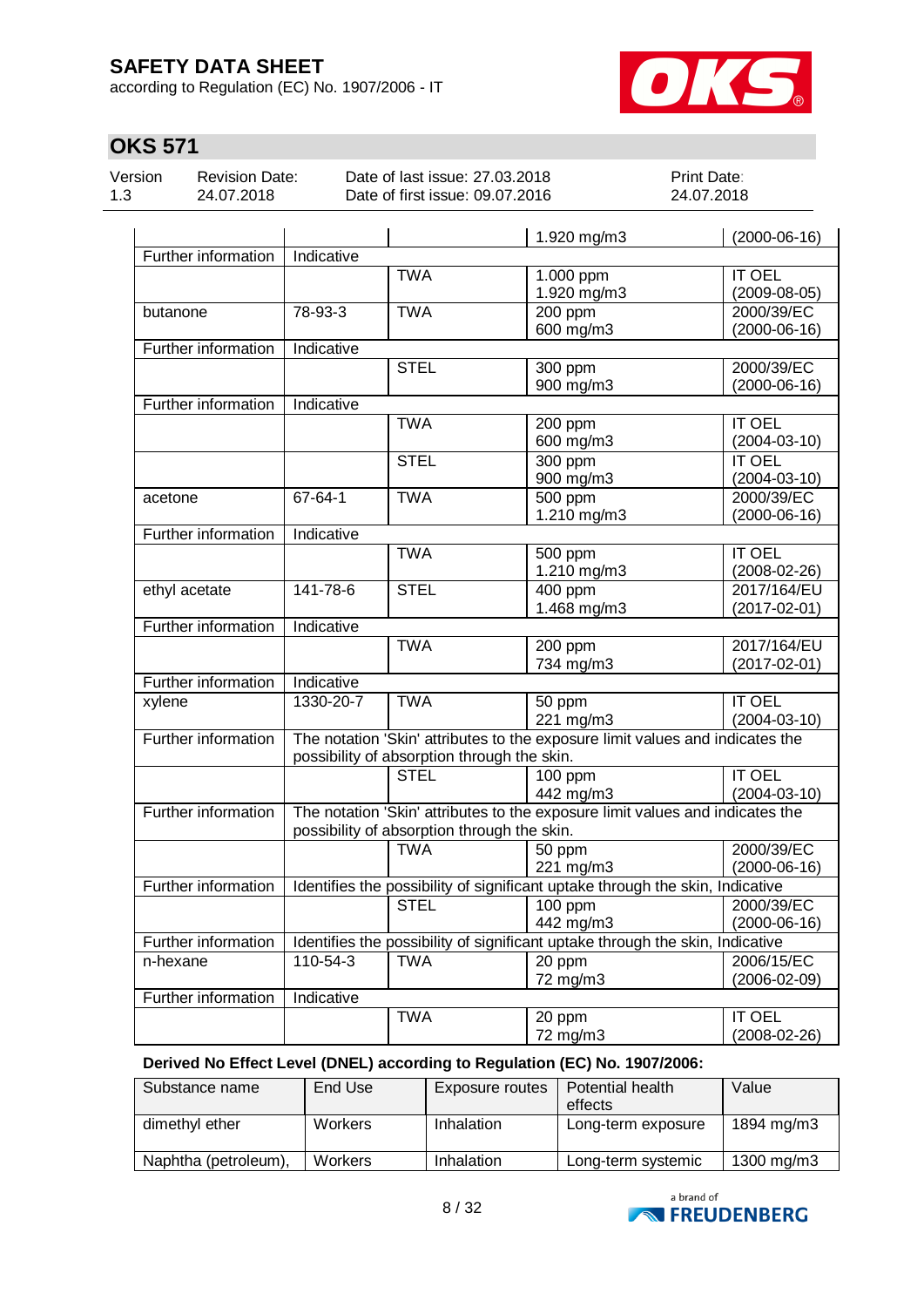# OKS 571

| Version 1.3 | Revision Date: 24.07.2018 | Date of last issue: 27.03.2018<br>Date of first issue: 09.07.2016 | Print Date: 24.07.2018 |
|---|---|---|---|

| | | | | |
|---|---|---|---|---|
| | | | 1.920 mg/m3 | (2000-06-16) |
| Further information | Indicative | | | |
| | | TWA | 1.000 ppm<br>1.920 mg/m3 | IT OEL<br>(2009-08-05) |
| butanone | 78-93-3 | TWA | 200 ppm<br>600 mg/m3 | 2000/39/EC<br>(2000-06-16) |
| Further information | Indicative | | | |
| | | STEL | 300 ppm<br>900 mg/m3 | 2000/39/EC<br>(2000-06-16) |
| Further information | Indicative | | | |
| | | TWA | 200 ppm<br>600 mg/m3 | IT OEL<br>(2004-03-10) |
| | | STEL | 300 ppm<br>900 mg/m3 | IT OEL<br>(2004-03-10) |
| acetone | 67-64-1 | TWA | 500 ppm<br>1.210 mg/m3 | 2000/39/EC<br>(2000-06-16) |
| Further information | Indicative | | | |
| | | TWA | 500 ppm<br>1.210 mg/m3 | IT OEL<br>(2008-02-26) |
| ethyl acetate | 141-78-6 | STEL | 400 ppm<br>1.468 mg/m3 | 2017/164/EU<br>(2017-02-01) |
| Further information | Indicative | | | |
| | | TWA | 200 ppm<br>734 mg/m3 | 2017/164/EU<br>(2017-02-01) |
| Further information | Indicative | | | |
| xylene | 1330-20-7 | TWA | 50 ppm<br>221 mg/m3 | IT OEL<br>(2004-03-10) |
| Further information | The notation 'Skin' attributes to the exposure limit values and indicates the possibility of absorption through the skin. | | | |
| | | STEL | 100 ppm<br>442 mg/m3 | IT OEL<br>(2004-03-10) |
| Further information | The notation 'Skin' attributes to the exposure limit values and indicates the possibility of absorption through the skin. | | | |
| | | TWA | 50 ppm<br>221 mg/m3 | 2000/39/EC<br>(2000-06-16) |
| Further information | Identifies the possibility of significant uptake through the skin, Indicative | | | |
| | | STEL | 100 ppm<br>442 mg/m3 | 2000/39/EC<br>(2000-06-16) |
| Further information | Identifies the possibility of significant uptake through the skin, Indicative | | | |
| n-hexane | 110-54-3 | TWA | 20 ppm<br>72 mg/m3 | 2006/15/EC<br>(2006-02-09) |
| Further information | Indicative | | | |
| | | TWA | 20 ppm<br>72 mg/m3 | IT OEL<br>(2008-02-26) |

**Derived No Effect Level (DNEL) according to Regulation (EC) No. 1907/2006:**

| Substance name | End Use | Exposure routes | Potential health effects | Value |
|---|---|---|---|---|
| dimethyl ether | Workers | Inhalation | Long-term exposure | 1894 mg/m3 |
| Naphtha (petroleum), | Workers | Inhalation | Long-term systemic | 1300 mg/m3 |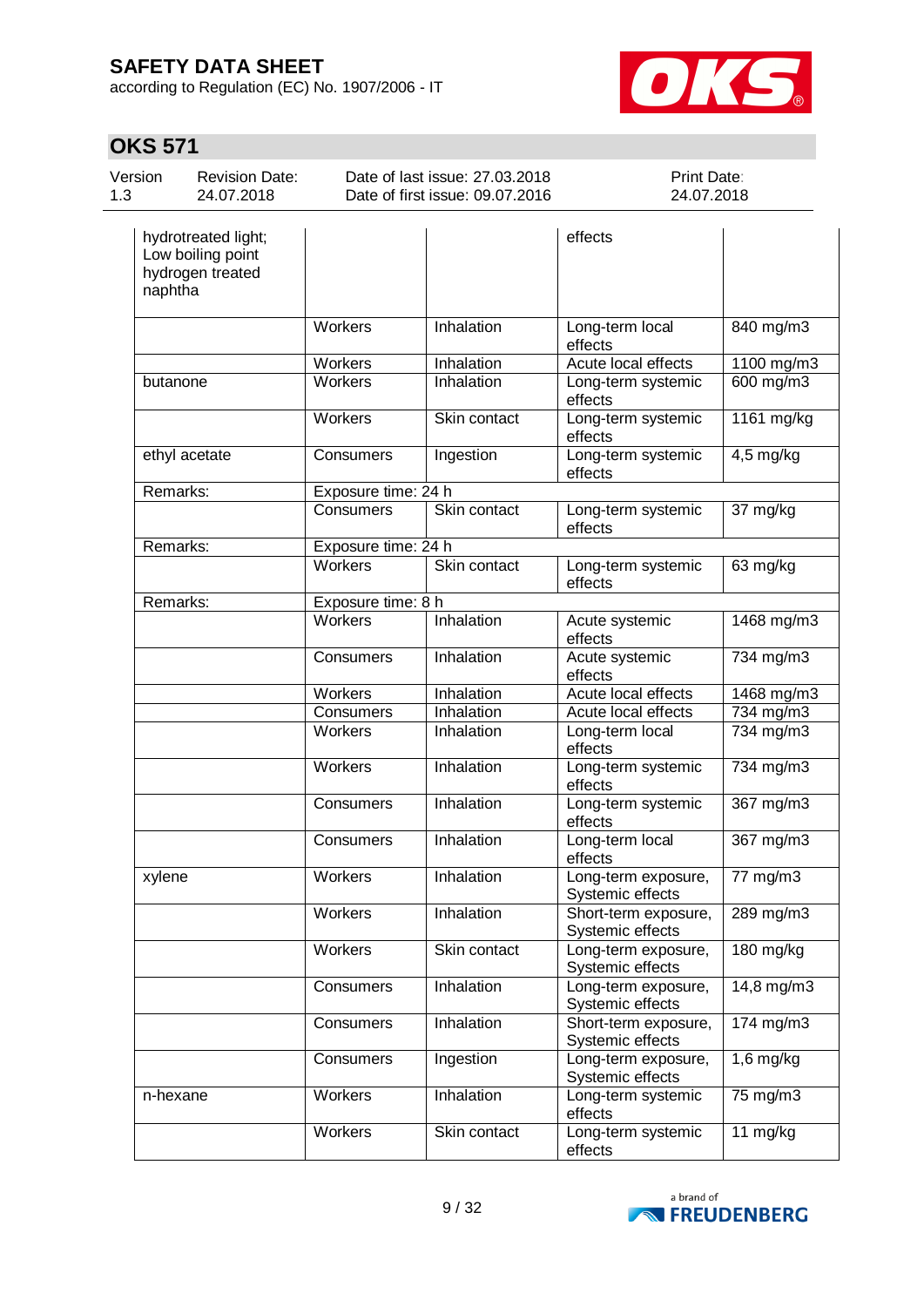## OKS 571

| Version 1.3 | Revision Date: 24.07.2018 | Date of last issue: 27.03.2018<br>Date of first issue: 09.07.2016 | Print Date: 24.07.2018 |
|---|---|---|---|

| | | | | |
|---|---|---|---|---|
| hydrotreated light; Low boiling point hydrogen treated naphtha | | | effects | |
| | Workers | Inhalation | Long-term local effects | 840 mg/m3 |
| | Workers | Inhalation | Acute local effects | 1100 mg/m3 |
| butanone | Workers | Inhalation | Long-term systemic effects | 600 mg/m3 |
| | Workers | Skin contact | Long-term systemic effects | 1161 mg/kg |
| ethyl acetate | Consumers | Ingestion | Long-term systemic effects | 4,5 mg/kg |
| Remarks: | Exposure time: 24 h | | | |
| | Consumers | Skin contact | Long-term systemic effects | 37 mg/kg |
| Remarks: | Exposure time: 24 h | | | |
| | Workers | Skin contact | Long-term systemic effects | 63 mg/kg |
| Remarks: | Exposure time: 8 h | | | |
| | Workers | Inhalation | Acute systemic effects | 1468 mg/m3 |
| | Consumers | Inhalation | Acute systemic effects | 734 mg/m3 |
| | Workers | Inhalation | Acute local effects | 1468 mg/m3 |
| | Consumers | Inhalation | Acute local effects | 734 mg/m3 |
| | Workers | Inhalation | Long-term local effects | 734 mg/m3 |
| | Workers | Inhalation | Long-term systemic effects | 734 mg/m3 |
| | Consumers | Inhalation | Long-term systemic effects | 367 mg/m3 |
| | Consumers | Inhalation | Long-term local effects | 367 mg/m3 |
| xylene | Workers | Inhalation | Long-term exposure, Systemic effects | 77 mg/m3 |
| | Workers | Inhalation | Short-term exposure, Systemic effects | 289 mg/m3 |
| | Workers | Skin contact | Long-term exposure, Systemic effects | 180 mg/kg |
| | Consumers | Inhalation | Long-term exposure, Systemic effects | 14,8 mg/m3 |
| | Consumers | Inhalation | Short-term exposure, Systemic effects | 174 mg/m3 |
| | Consumers | Ingestion | Long-term exposure, Systemic effects | 1,6 mg/kg |
| n-hexane | Workers | Inhalation | Long-term systemic effects | 75 mg/m3 |
| | Workers | Skin contact | Long-term systemic effects | 11 mg/kg |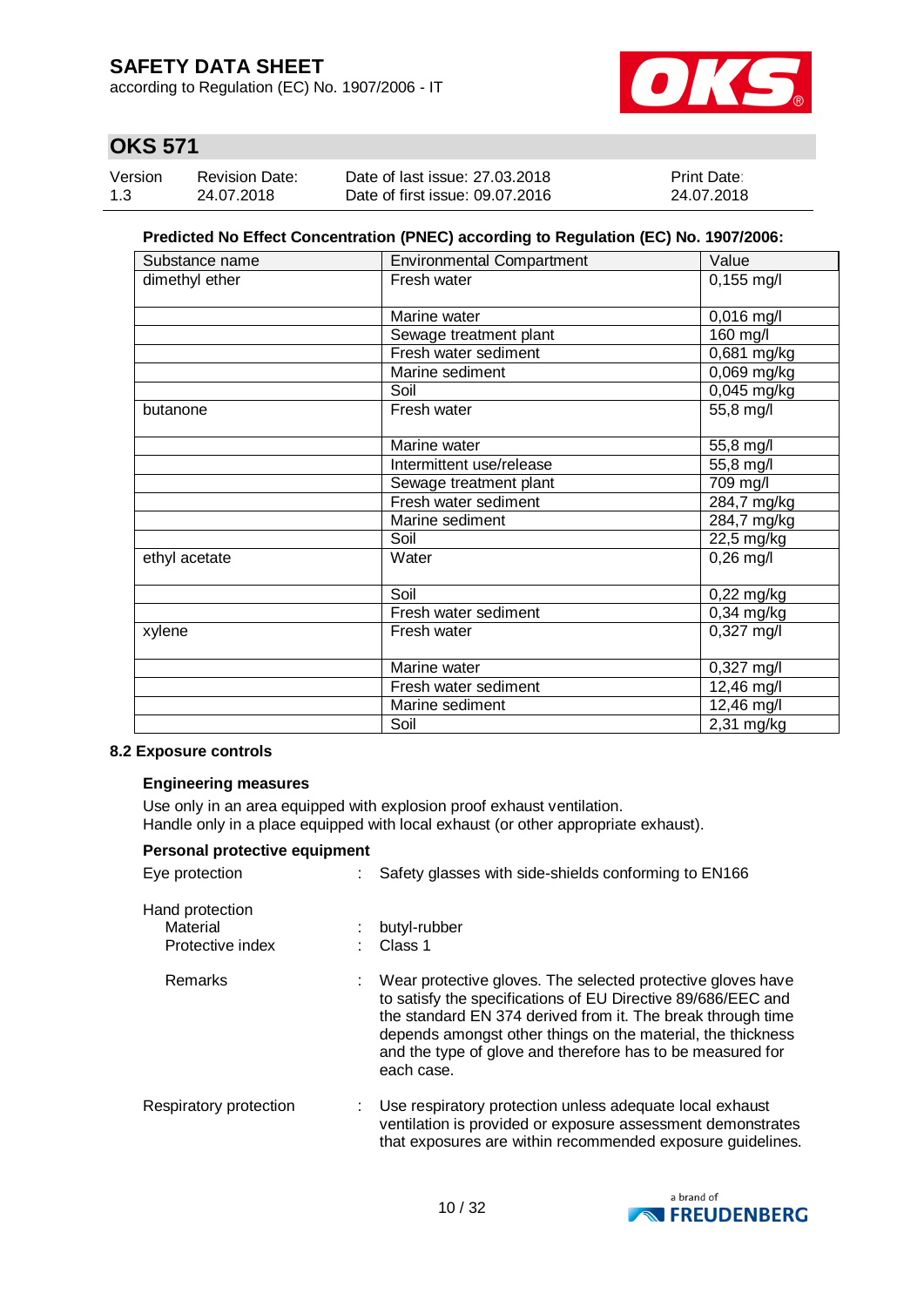**Predicted No Effect Concentration (PNEC) according to Regulation (EC) No. 1907/2006:**

| Substance name | Environmental Compartment | Value |
|---|---|---|
| dimethyl ether | Fresh water | 0,155 mg/l |
| | Marine water | 0,016 mg/l |
| | Sewage treatment plant | 160 mg/l |
| | Fresh water sediment | 0,681 mg/kg |
| | Marine sediment | 0,069 mg/kg |
| | Soil | 0,045 mg/kg |
| butanone | Fresh water | 55,8 mg/l |
| | Marine water | 55,8 mg/l |
| | Intermittent use/release | 55,8 mg/l |
| | Sewage treatment plant | 709 mg/l |
| | Fresh water sediment | 284,7 mg/kg |
| | Marine sediment | 284,7 mg/kg |
| | Soil | 22,5 mg/kg |
| ethyl acetate | Water | 0,26 mg/l |
| | Soil | 0,22 mg/kg |
| | Fresh water sediment | 0,34 mg/kg |
| xylene | Fresh water | 0,327 mg/l |
| | Marine water | 0,327 mg/l |
| | Fresh water sediment | 12,46 mg/l |
| | Marine sediment | 12,46 mg/l |
| | Soil | 2,31 mg/kg |

### 8.2 Exposure controls

**Engineering measures**

Use only in an area equipped with explosion proof exhaust ventilation.
Handle only in a place equipped with local exhaust (or other appropriate exhaust).

**Personal protective equipment**

Eye protection : Safety glasses with side-shields conforming to EN166

Hand protection
Material : butyl-rubber
Protective index : Class 1

Remarks : Wear protective gloves. The selected protective gloves have to satisfy the specifications of EU Directive 89/686/EEC and the standard EN 374 derived from it. The break through time depends amongst other things on the material, the thickness and the type of glove and therefore has to be measured for each case.

Respiratory protection : Use respiratory protection unless adequate local exhaust ventilation is provided or exposure assessment demonstrates that exposures are within recommended exposure guidelines.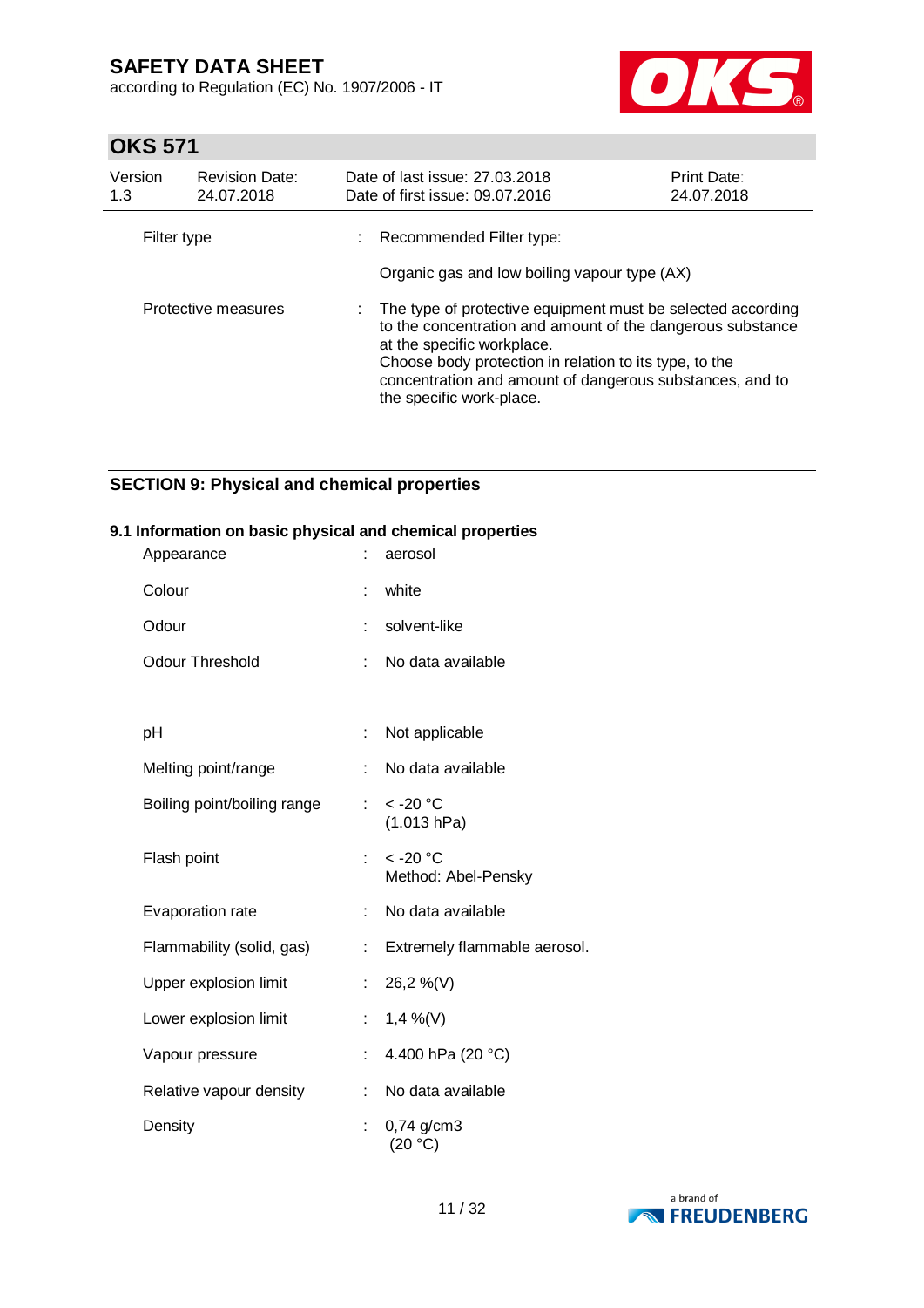| | | |
|---|---|---|
| Filter type | : | Recommended Filter type:<br><br>Organic gas and low boiling vapour type (AX) |
| Protective measures | : | The type of protective equipment must be selected according to the concentration and amount of the dangerous substance at the specific workplace.<br>Choose body protection in relation to its type, to the concentration and amount of dangerous substances, and to the specific work-place. |

## SECTION 9: Physical and chemical properties

### 9.1 Information on basic physical and chemical properties

| | | |
|---|---|---|
| Appearance | : | aerosol |
| Colour | : | white |
| Odour | : | solvent-like |
| Odour Threshold | : | No data available |
| pH | : | Not applicable |
| Melting point/range | : | No data available |
| Boiling point/boiling range | : | < -20 °C<br>(1.013 hPa) |
| Flash point | : | < -20 °C<br>Method: Abel-Pensky |
| Evaporation rate | : | No data available |
| Flammability (solid, gas) | : | Extremely flammable aerosol. |
| Upper explosion limit | : | 26,2 %(V) |
| Lower explosion limit | : | 1,4 %(V) |
| Vapour pressure | : | 4.400 hPa (20 °C) |
| Relative vapour density | : | No data available |
| Density | : | 0,74 g/cm3<br>(20 °C) |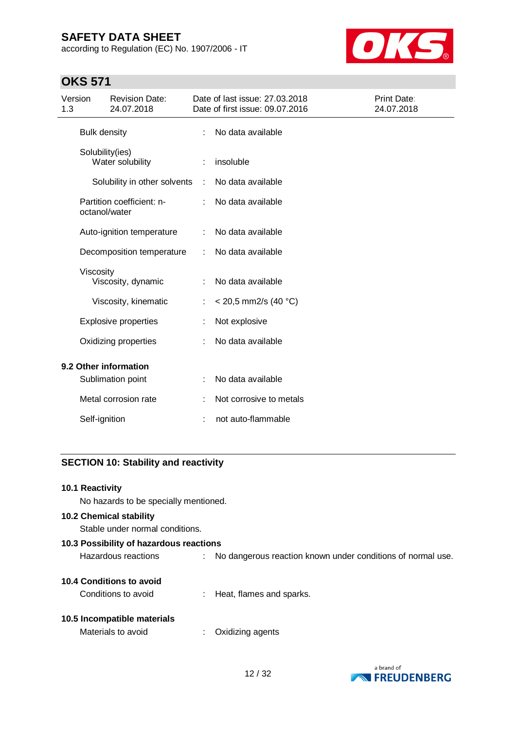| | | |
|---|---|---|
| Bulk density | : | No data available |
| Solubility(ies) | | |
| Water solubility | : | insoluble |
| Solubility in other solvents | : | No data available |
| Partition coefficient: n-octanol/water | : | No data available |
| Auto-ignition temperature | : | No data available |
| Decomposition temperature | : | No data available |
| Viscosity | | |
| Viscosity, dynamic | : | No data available |
| Viscosity, kinematic | : | < 20,5 mm2/s (40 °C) |
| Explosive properties | : | Not explosive |
| Oxidizing properties | : | No data available |

**9.2 Other information**

| | | |
|---|---|---|
| Sublimation point | : | No data available |
| Metal corrosion rate | : | Not corrosive to metals |
| Self-ignition | : | not auto-flammable |

## SECTION 10: Stability and reactivity

**10.1 Reactivity**

No hazards to be specially mentioned.

**10.2 Chemical stability**

Stable under normal conditions.

**10.3 Possibility of hazardous reactions**

Hazardous reactions : No dangerous reaction known under conditions of normal use.

**10.4 Conditions to avoid**

Conditions to avoid : Heat, flames and sparks.

**10.5 Incompatible materials**

Materials to avoid : Oxidizing agents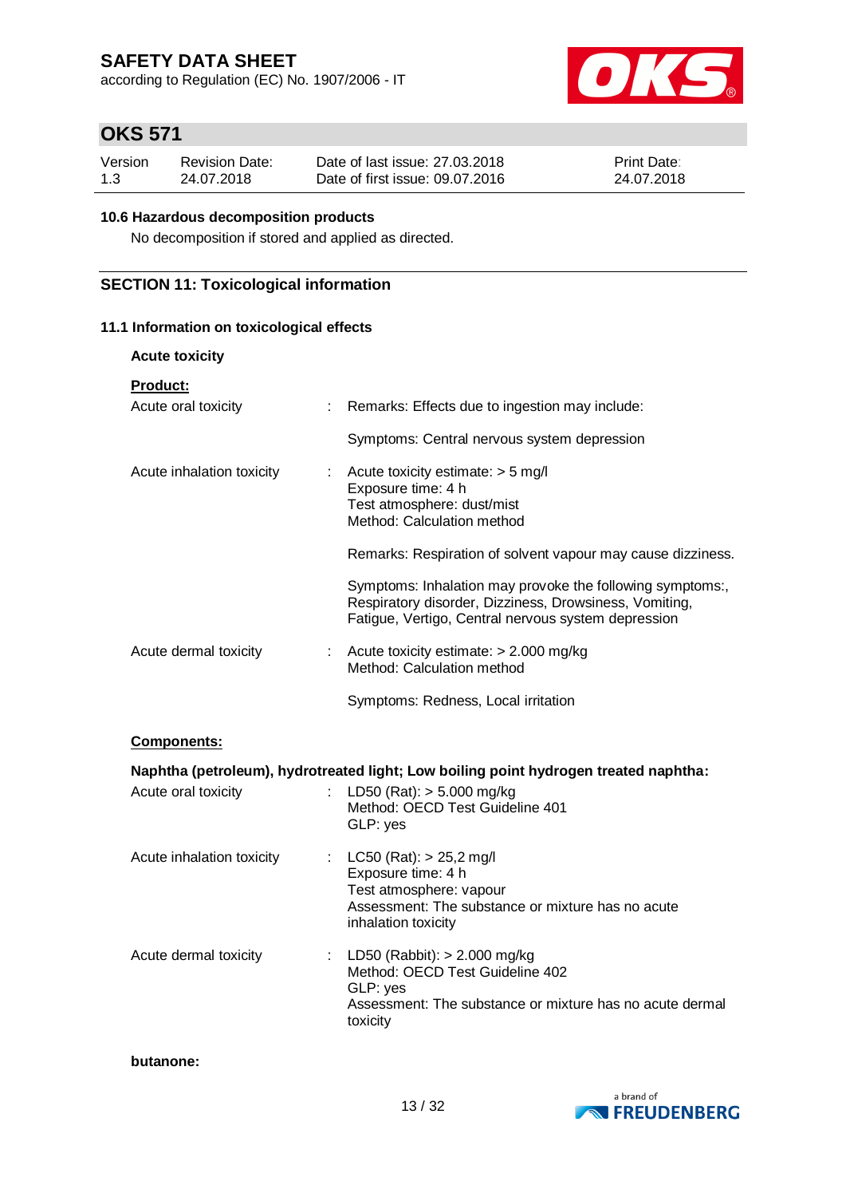### 10.6 Hazardous decomposition products

No decomposition if stored and applied as directed.

## SECTION 11: Toxicological information

### 11.1 Information on toxicological effects

**Acute toxicity**

**Product:**

Acute oral toxicity : Remarks: Effects due to ingestion may include:

Symptoms: Central nervous system depression

Acute inhalation toxicity : Acute toxicity estimate: > 5 mg/l
Exposure time: 4 h
Test atmosphere: dust/mist
Method: Calculation method

Remarks: Respiration of solvent vapour may cause dizziness.

Symptoms: Inhalation may provoke the following symptoms:, Respiratory disorder, Dizziness, Drowsiness, Vomiting, Fatigue, Vertigo, Central nervous system depression

Acute dermal toxicity : Acute toxicity estimate: > 2.000 mg/kg
Method: Calculation method

Symptoms: Redness, Local irritation

**Components:**

**Naphtha (petroleum), hydrotreated light; Low boiling point hydrogen treated naphtha:**

Acute oral toxicity : LD50 (Rat): > 5.000 mg/kg
Method: OECD Test Guideline 401
GLP: yes

Acute inhalation toxicity : LC50 (Rat): > 25,2 mg/l
Exposure time: 4 h
Test atmosphere: vapour
Assessment: The substance or mixture has no acute inhalation toxicity

Acute dermal toxicity : LD50 (Rabbit): > 2.000 mg/kg
Method: OECD Test Guideline 402
GLP: yes
Assessment: The substance or mixture has no acute dermal toxicity

**butanone:**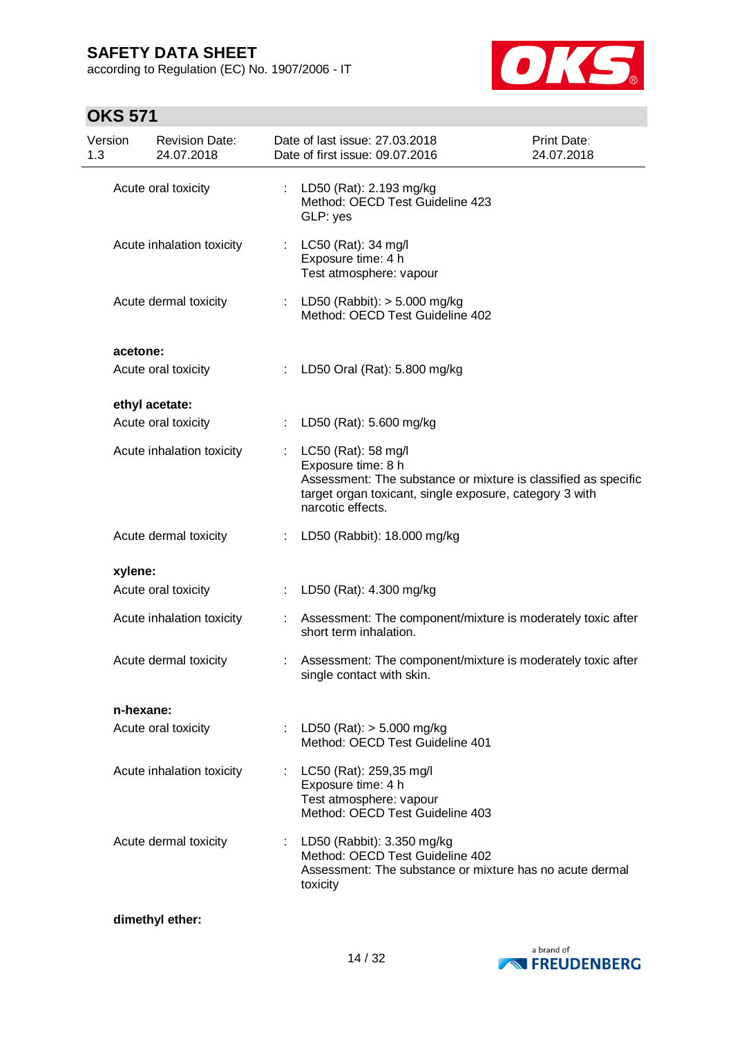| | | |
|---|---|---|
| Acute oral toxicity | : | LD50 (Rat): 2.193 mg/kg<br>Method: OECD Test Guideline 423<br>GLP: yes |
| Acute inhalation toxicity | : | LC50 (Rat): 34 mg/l<br>Exposure time: 4 h<br>Test atmosphere: vapour |
| Acute dermal toxicity | : | LD50 (Rabbit): > 5.000 mg/kg<br>Method: OECD Test Guideline 402 |

**acetone:**

| | | |
|---|---|---|
| Acute oral toxicity | : | LD50 Oral (Rat): 5.800 mg/kg |

**ethyl acetate:**

| | | |
|---|---|---|
| Acute oral toxicity | : | LD50 (Rat): 5.600 mg/kg |
| Acute inhalation toxicity | : | LC50 (Rat): 58 mg/l<br>Exposure time: 8 h<br>Assessment: The substance or mixture is classified as specific target organ toxicant, single exposure, category 3 with narcotic effects. |
| Acute dermal toxicity | : | LD50 (Rabbit): 18.000 mg/kg |

**xylene:**

| | | |
|---|---|---|
| Acute oral toxicity | : | LD50 (Rat): 4.300 mg/kg |
| Acute inhalation toxicity | : | Assessment: The component/mixture is moderately toxic after short term inhalation. |
| Acute dermal toxicity | : | Assessment: The component/mixture is moderately toxic after single contact with skin. |

**n-hexane:**

| | | |
|---|---|---|
| Acute oral toxicity | : | LD50 (Rat): > 5.000 mg/kg<br>Method: OECD Test Guideline 401 |
| Acute inhalation toxicity | : | LC50 (Rat): 259,35 mg/l<br>Exposure time: 4 h<br>Test atmosphere: vapour<br>Method: OECD Test Guideline 403 |
| Acute dermal toxicity | : | LD50 (Rabbit): 3.350 mg/kg<br>Method: OECD Test Guideline 402<br>Assessment: The substance or mixture has no acute dermal toxicity |

**dimethyl ether:**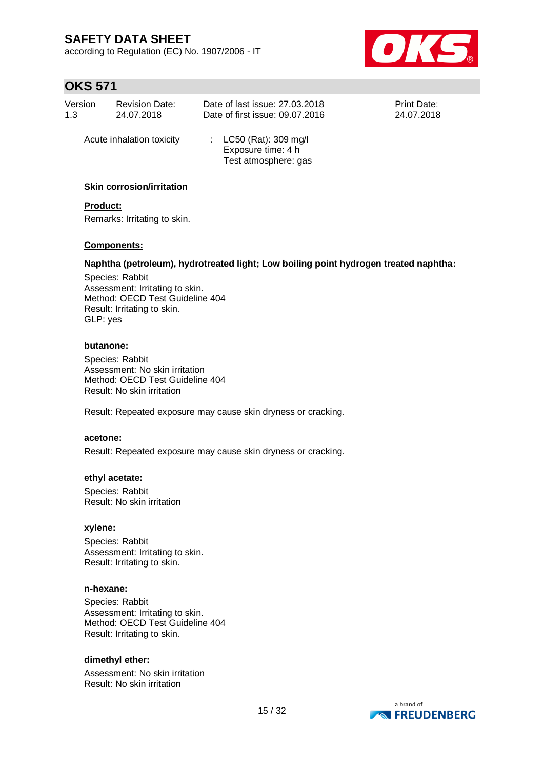Acute inhalation toxicity : LC50 (Rat): 309 mg/l
Exposure time: 4 h
Test atmosphere: gas

**Skin corrosion/irritation**

**Product:**

Remarks: Irritating to skin.

**Components:**

**Naphtha (petroleum), hydrotreated light; Low boiling point hydrogen treated naphtha:**

Species: Rabbit
Assessment: Irritating to skin.
Method: OECD Test Guideline 404
Result: Irritating to skin.
GLP: yes

**butanone:**

Species: Rabbit
Assessment: No skin irritation
Method: OECD Test Guideline 404
Result: No skin irritation

Result: Repeated exposure may cause skin dryness or cracking.

**acetone:**

Result: Repeated exposure may cause skin dryness or cracking.

**ethyl acetate:**

Species: Rabbit
Result: No skin irritation

**xylene:**

Species: Rabbit
Assessment: Irritating to skin.
Result: Irritating to skin.

**n-hexane:**

Species: Rabbit
Assessment: Irritating to skin.
Method: OECD Test Guideline 404
Result: Irritating to skin.

**dimethyl ether:**

Assessment: No skin irritation
Result: No skin irritation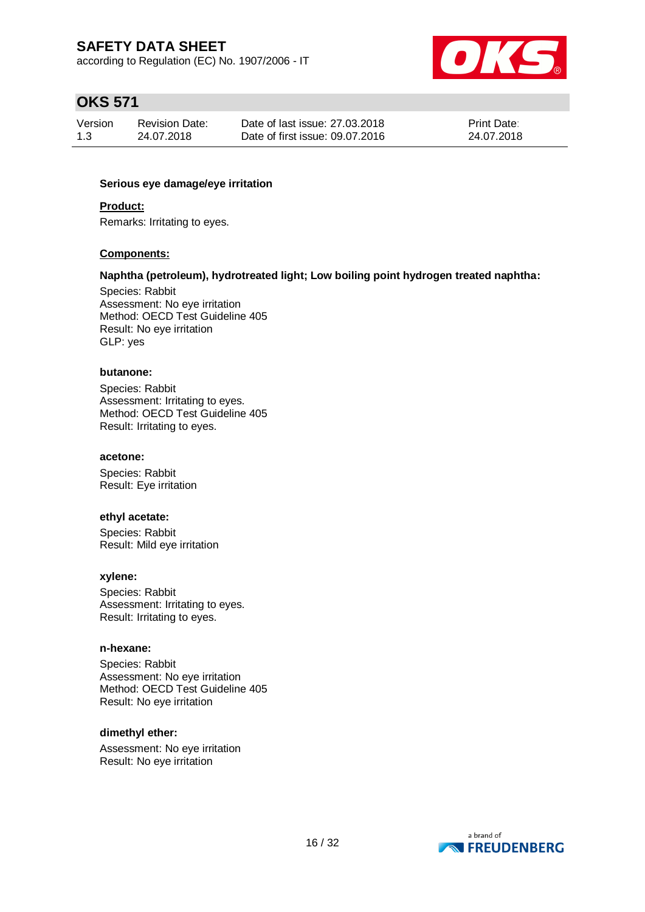**Serious eye damage/eye irritation**

**Product:**

Remarks: Irritating to eyes.

**Components:**

**Naphtha (petroleum), hydrotreated light; Low boiling point hydrogen treated naphtha:**

Species: Rabbit
Assessment: No eye irritation
Method: OECD Test Guideline 405
Result: No eye irritation
GLP: yes

**butanone:**

Species: Rabbit
Assessment: Irritating to eyes.
Method: OECD Test Guideline 405
Result: Irritating to eyes.

**acetone:**

Species: Rabbit
Result: Eye irritation

**ethyl acetate:**

Species: Rabbit
Result: Mild eye irritation

**xylene:**

Species: Rabbit
Assessment: Irritating to eyes.
Result: Irritating to eyes.

**n-hexane:**

Species: Rabbit
Assessment: No eye irritation
Method: OECD Test Guideline 405
Result: No eye irritation

**dimethyl ether:**

Assessment: No eye irritation
Result: No eye irritation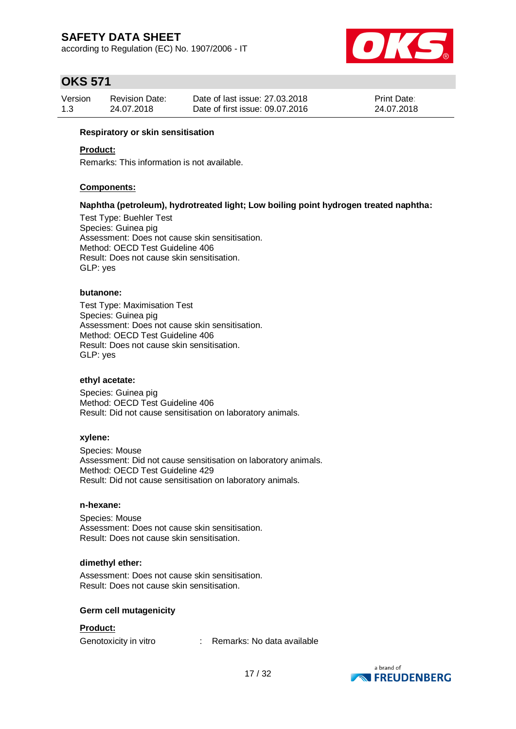**Respiratory or skin sensitisation**

**Product:**

Remarks: This information is not available.

**Components:**

**Naphtha (petroleum), hydrotreated light; Low boiling point hydrogen treated naphtha:**

Test Type: Buehler Test
Species: Guinea pig
Assessment: Does not cause skin sensitisation.
Method: OECD Test Guideline 406
Result: Does not cause skin sensitisation.
GLP: yes

**butanone:**

Test Type: Maximisation Test
Species: Guinea pig
Assessment: Does not cause skin sensitisation.
Method: OECD Test Guideline 406
Result: Does not cause skin sensitisation.
GLP: yes

**ethyl acetate:**

Species: Guinea pig
Method: OECD Test Guideline 406
Result: Did not cause sensitisation on laboratory animals.

**xylene:**

Species: Mouse
Assessment: Did not cause sensitisation on laboratory animals.
Method: OECD Test Guideline 429
Result: Did not cause sensitisation on laboratory animals.

**n-hexane:**

Species: Mouse
Assessment: Does not cause skin sensitisation.
Result: Does not cause skin sensitisation.

**dimethyl ether:**

Assessment: Does not cause skin sensitisation.
Result: Does not cause skin sensitisation.

**Germ cell mutagenicity**

**Product:**

Genotoxicity in vitro : Remarks: No data available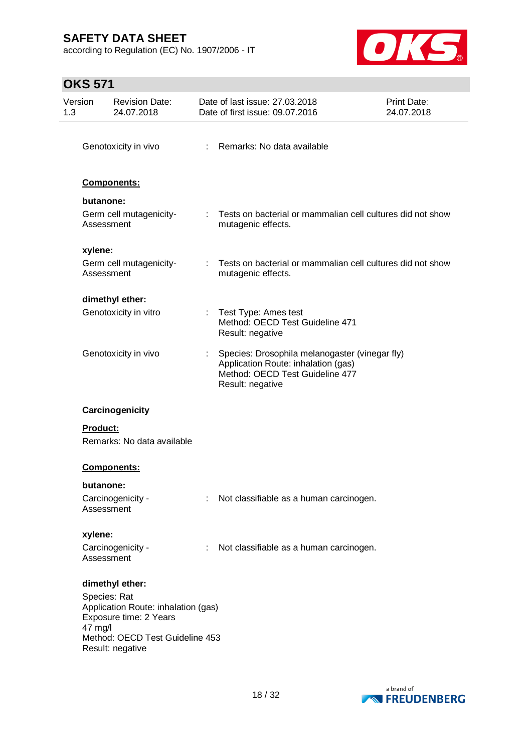Genotoxicity in vivo : Remarks: No data available

**Components:**

**butanone:**

Germ cell mutagenicity- Assessment : Tests on bacterial or mammalian cell cultures did not show mutagenic effects.

**xylene:**

Germ cell mutagenicity- Assessment : Tests on bacterial or mammalian cell cultures did not show mutagenic effects.

**dimethyl ether:**

Genotoxicity in vitro : Test Type: Ames test
Method: OECD Test Guideline 471
Result: negative

Genotoxicity in vivo : Species: Drosophila melanogaster (vinegar fly)
Application Route: inhalation (gas)
Method: OECD Test Guideline 477
Result: negative

**Carcinogenicity**

**Product:**

Remarks: No data available

**Components:**

**butanone:**

Carcinogenicity - Assessment : Not classifiable as a human carcinogen.

**xylene:**

Carcinogenicity - Assessment : Not classifiable as a human carcinogen.

**dimethyl ether:**

Species: Rat
Application Route: inhalation (gas)
Exposure time: 2 Years
47 mg/l
Method: OECD Test Guideline 453
Result: negative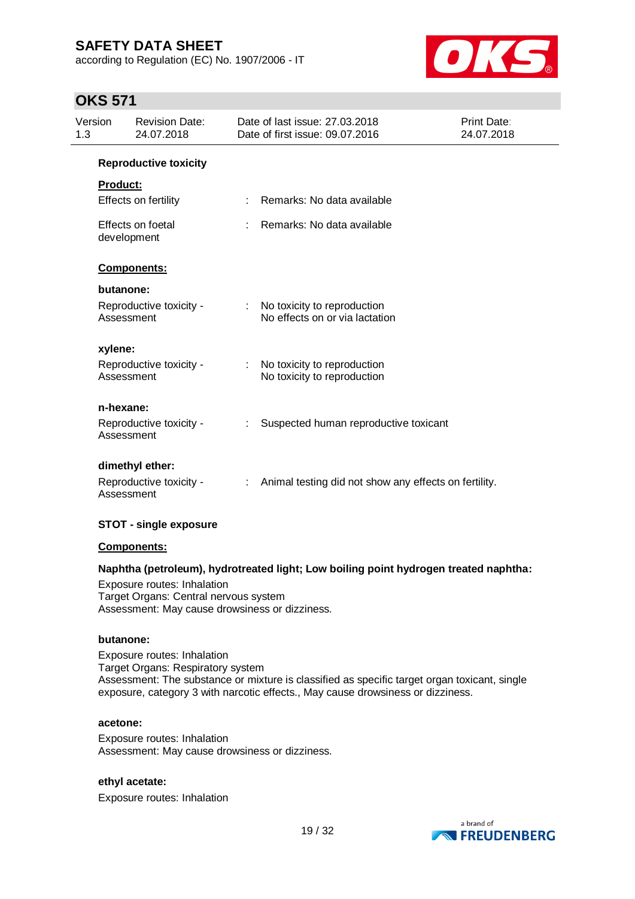### Reproductive toxicity

**Product:**

Effects on fertility : Remarks: No data available

Effects on foetal development : Remarks: No data available

**Components:**

**butanone:**

Reproductive toxicity - Assessment : No toxicity to reproduction
No effects on or via lactation

**xylene:**

Reproductive toxicity - Assessment : No toxicity to reproduction
No toxicity to reproduction

**n-hexane:**

Reproductive toxicity - Assessment : Suspected human reproductive toxicant

**dimethyl ether:**

Reproductive toxicity - Assessment : Animal testing did not show any effects on fertility.

### STOT - single exposure

**Components:**

**Naphtha (petroleum), hydrotreated light; Low boiling point hydrogen treated naphtha:**

Exposure routes: Inhalation
Target Organs: Central nervous system
Assessment: May cause drowsiness or dizziness.

**butanone:**

Exposure routes: Inhalation
Target Organs: Respiratory system
Assessment: The substance or mixture is classified as specific target organ toxicant, single exposure, category 3 with narcotic effects., May cause drowsiness or dizziness.

**acetone:**

Exposure routes: Inhalation
Assessment: May cause drowsiness or dizziness.

**ethyl acetate:**

Exposure routes: Inhalation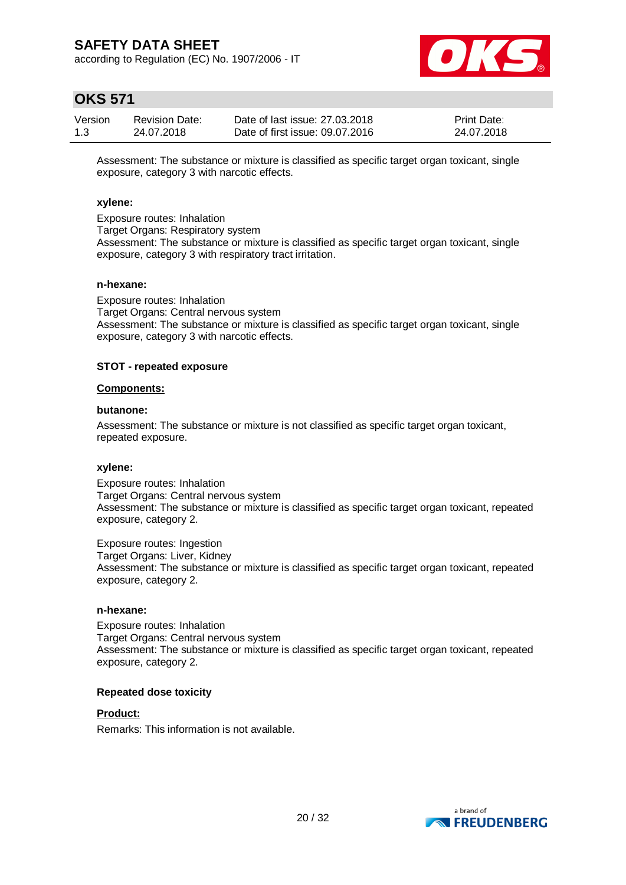Assessment: The substance or mixture is classified as specific target organ toxicant, single exposure, category 3 with narcotic effects.

**xylene:**

Exposure routes: Inhalation
Target Organs: Respiratory system
Assessment: The substance or mixture is classified as specific target organ toxicant, single exposure, category 3 with respiratory tract irritation.

**n-hexane:**

Exposure routes: Inhalation
Target Organs: Central nervous system
Assessment: The substance or mixture is classified as specific target organ toxicant, single exposure, category 3 with narcotic effects.

**STOT - repeated exposure**

**Components:**

**butanone:**

Assessment: The substance or mixture is not classified as specific target organ toxicant, repeated exposure.

**xylene:**

Exposure routes: Inhalation
Target Organs: Central nervous system
Assessment: The substance or mixture is classified as specific target organ toxicant, repeated exposure, category 2.

Exposure routes: Ingestion
Target Organs: Liver, Kidney
Assessment: The substance or mixture is classified as specific target organ toxicant, repeated exposure, category 2.

**n-hexane:**

Exposure routes: Inhalation
Target Organs: Central nervous system
Assessment: The substance or mixture is classified as specific target organ toxicant, repeated exposure, category 2.

**Repeated dose toxicity**

**Product:**

Remarks: This information is not available.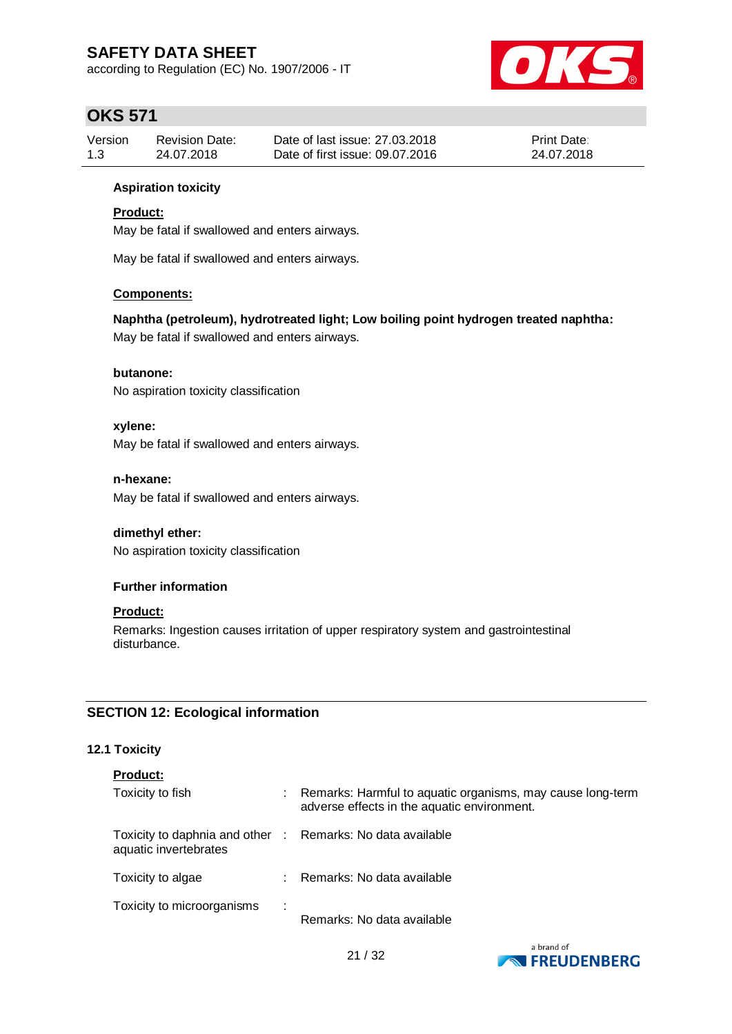**Aspiration toxicity**

**Product:**

May be fatal if swallowed and enters airways.

May be fatal if swallowed and enters airways.

**Components:**

**Naphtha (petroleum), hydrotreated light; Low boiling point hydrogen treated naphtha:**
May be fatal if swallowed and enters airways.

**butanone:**
No aspiration toxicity classification

**xylene:**
May be fatal if swallowed and enters airways.

**n-hexane:**
May be fatal if swallowed and enters airways.

**dimethyl ether:**
No aspiration toxicity classification

**Further information**

**Product:**

Remarks: Ingestion causes irritation of upper respiratory system and gastrointestinal disturbance.

## SECTION 12: Ecological information

### 12.1 Toxicity

**Product:**

| | | |
|---|---|---|
| Toxicity to fish | : | Remarks: Harmful to aquatic organisms, may cause long-term adverse effects in the aquatic environment. |
| Toxicity to daphnia and other aquatic invertebrates | : | Remarks: No data available |
| Toxicity to algae | : | Remarks: No data available |
| Toxicity to microorganisms | : | Remarks: No data available |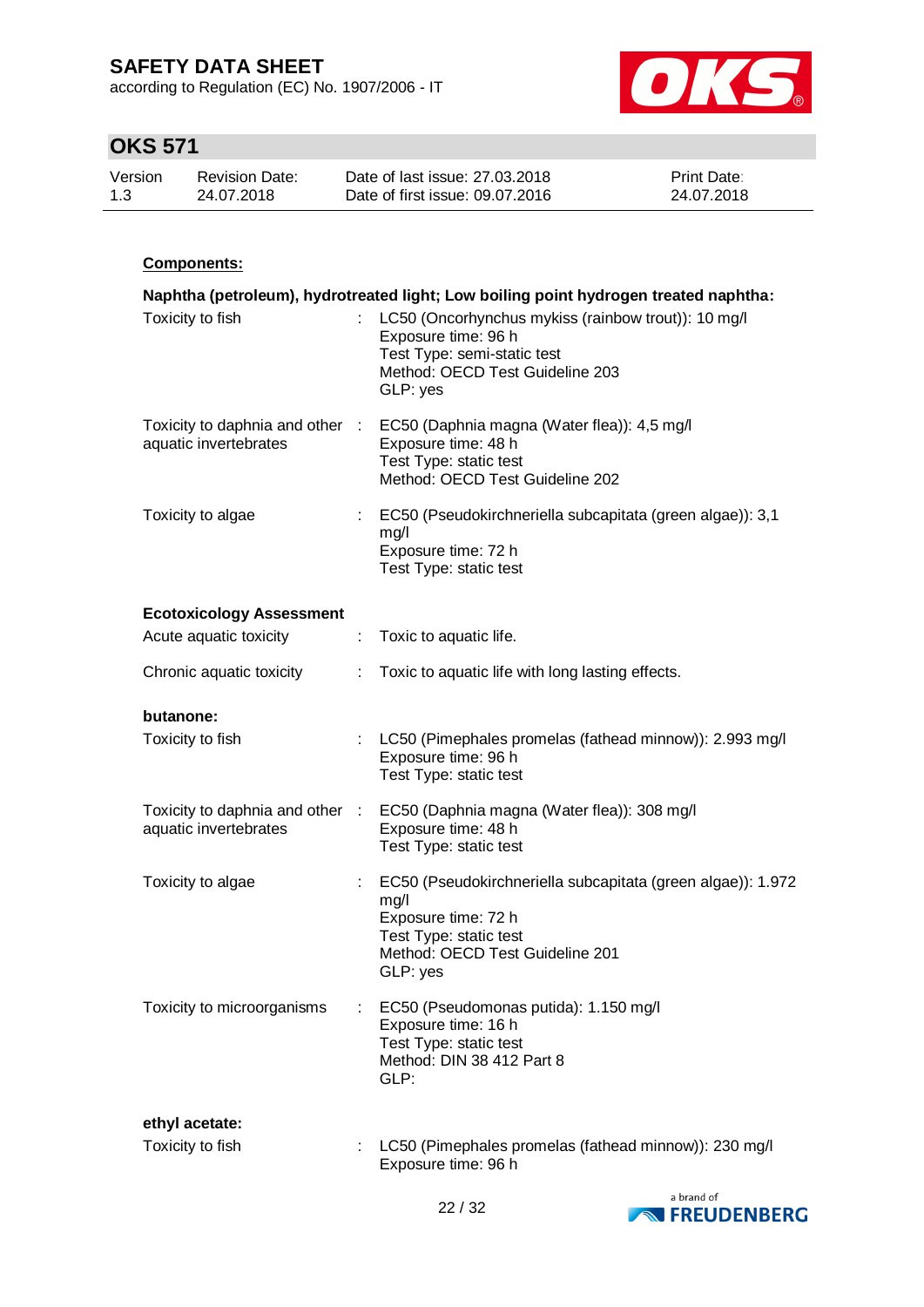**Components:**

**Naphtha (petroleum), hydrotreated light; Low boiling point hydrogen treated naphtha:**

| | | |
|---|---|---|
| Toxicity to fish | : | LC50 (Oncorhynchus mykiss (rainbow trout)): 10 mg/l<br>Exposure time: 96 h<br>Test Type: semi-static test<br>Method: OECD Test Guideline 203<br>GLP: yes |
| Toxicity to daphnia and other aquatic invertebrates | : | EC50 (Daphnia magna (Water flea)): 4,5 mg/l<br>Exposure time: 48 h<br>Test Type: static test<br>Method: OECD Test Guideline 202 |
| Toxicity to algae | : | EC50 (Pseudokirchneriella subcapitata (green algae)): 3,1 mg/l<br>Exposure time: 72 h<br>Test Type: static test |

**Ecotoxicology Assessment**

| | | |
|---|---|---|
| Acute aquatic toxicity | : | Toxic to aquatic life. |
| Chronic aquatic toxicity | : | Toxic to aquatic life with long lasting effects. |

**butanone:**

| | | |
|---|---|---|
| Toxicity to fish | : | LC50 (Pimephales promelas (fathead minnow)): 2.993 mg/l<br>Exposure time: 96 h<br>Test Type: static test |
| Toxicity to daphnia and other aquatic invertebrates | : | EC50 (Daphnia magna (Water flea)): 308 mg/l<br>Exposure time: 48 h<br>Test Type: static test |
| Toxicity to algae | : | EC50 (Pseudokirchneriella subcapitata (green algae)): 1.972 mg/l<br>Exposure time: 72 h<br>Test Type: static test<br>Method: OECD Test Guideline 201<br>GLP: yes |
| Toxicity to microorganisms | : | EC50 (Pseudomonas putida): 1.150 mg/l<br>Exposure time: 16 h<br>Test Type: static test<br>Method: DIN 38 412 Part 8<br>GLP: |

**ethyl acetate:**

| | | |
|---|---|---|
| Toxicity to fish | : | LC50 (Pimephales promelas (fathead minnow)): 230 mg/l<br>Exposure time: 96 h |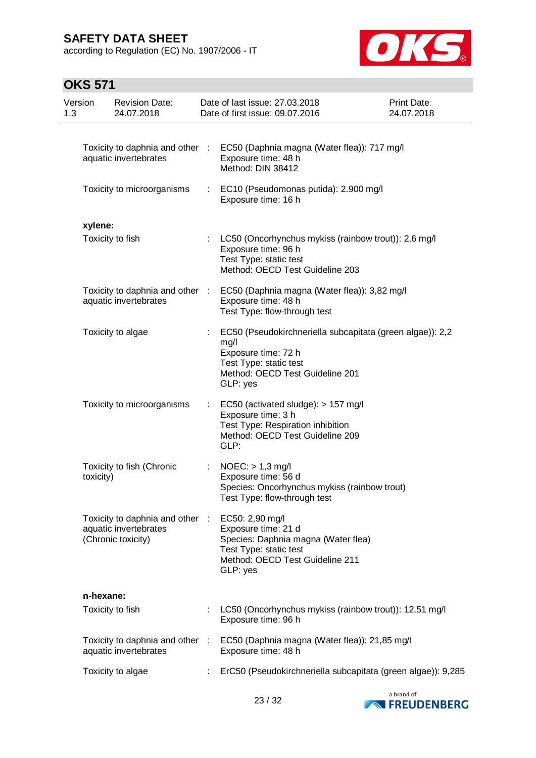| | | |
|---|---|---|
| Toxicity to daphnia and other aquatic invertebrates | : | EC50 (Daphnia magna (Water flea)): 717 mg/l<br>Exposure time: 48 h<br>Method: DIN 38412 |
| Toxicity to microorganisms | : | EC10 (Pseudomonas putida): 2.900 mg/l<br>Exposure time: 16 h |

**xylene:**

| | | |
|---|---|---|
| Toxicity to fish | : | LC50 (Oncorhynchus mykiss (rainbow trout)): 2,6 mg/l<br>Exposure time: 96 h<br>Test Type: static test<br>Method: OECD Test Guideline 203 |
| Toxicity to daphnia and other aquatic invertebrates | : | EC50 (Daphnia magna (Water flea)): 3,82 mg/l<br>Exposure time: 48 h<br>Test Type: flow-through test |
| Toxicity to algae | : | EC50 (Pseudokirchneriella subcapitata (green algae)): 2,2 mg/l<br>Exposure time: 72 h<br>Test Type: static test<br>Method: OECD Test Guideline 201<br>GLP: yes |
| Toxicity to microorganisms | : | EC50 (activated sludge): > 157 mg/l<br>Exposure time: 3 h<br>Test Type: Respiration inhibition<br>Method: OECD Test Guideline 209<br>GLP: |
| Toxicity to fish (Chronic toxicity) | : | NOEC: > 1,3 mg/l<br>Exposure time: 56 d<br>Species: Oncorhynchus mykiss (rainbow trout)<br>Test Type: flow-through test |
| Toxicity to daphnia and other aquatic invertebrates (Chronic toxicity) | : | EC50: 2,90 mg/l<br>Exposure time: 21 d<br>Species: Daphnia magna (Water flea)<br>Test Type: static test<br>Method: OECD Test Guideline 211<br>GLP: yes |

**n-hexane:**

| | | |
|---|---|---|
| Toxicity to fish | : | LC50 (Oncorhynchus mykiss (rainbow trout)): 12,51 mg/l<br>Exposure time: 96 h |
| Toxicity to daphnia and other aquatic invertebrates | : | EC50 (Daphnia magna (Water flea)): 21,85 mg/l<br>Exposure time: 48 h |
| Toxicity to algae | : | ErC50 (Pseudokirchneriella subcapitata (green algae)): 9,285 |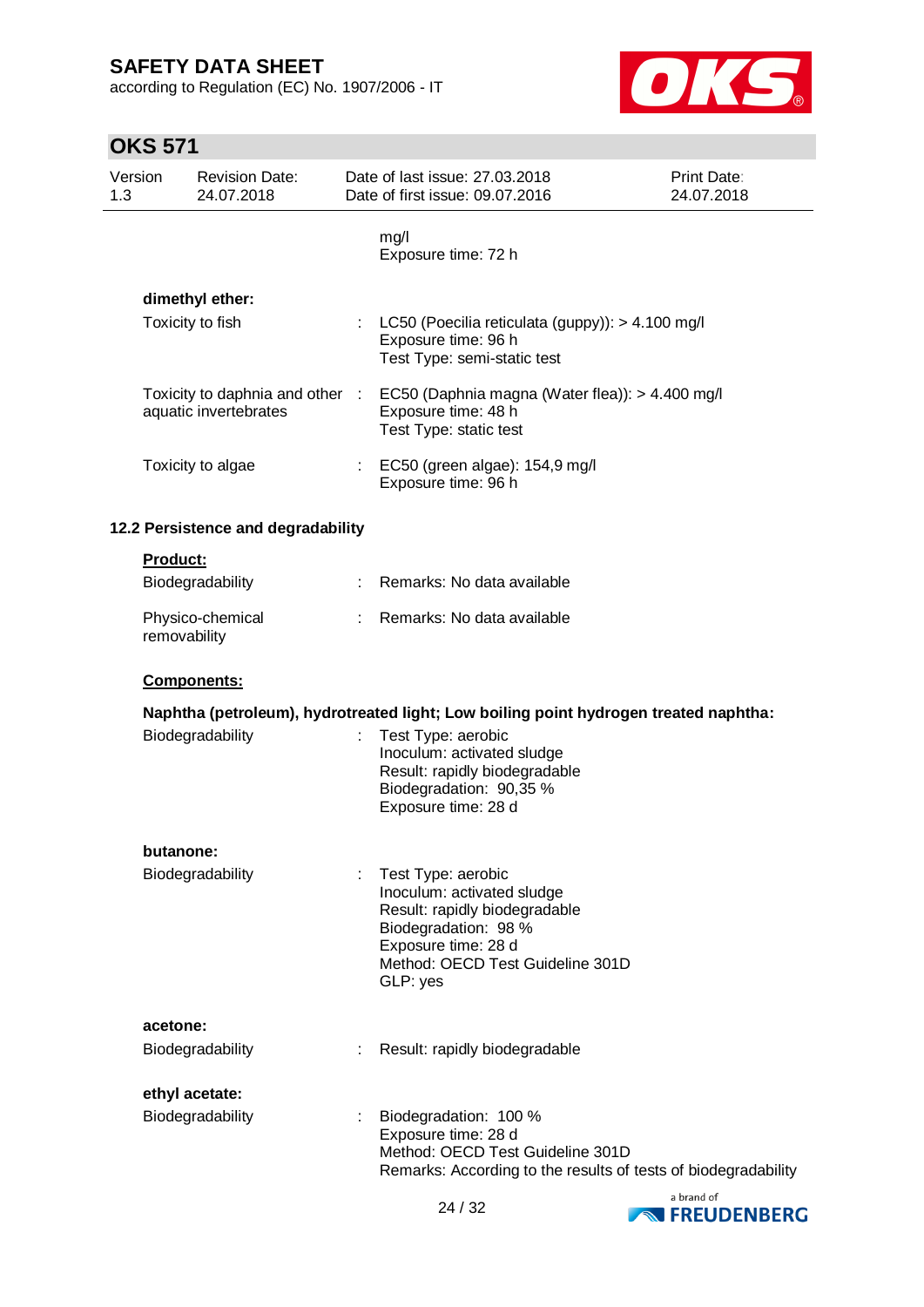mg/l
Exposure time: 72 h

**dimethyl ether:**

| | | |
|---|---|---|
| Toxicity to fish | : | LC50 (Poecilia reticulata (guppy)): > 4.100 mg/l<br>Exposure time: 96 h<br>Test Type: semi-static test |
| Toxicity to daphnia and other aquatic invertebrates | : | EC50 (Daphnia magna (Water flea)): > 4.400 mg/l<br>Exposure time: 48 h<br>Test Type: static test |
| Toxicity to algae | : | EC50 (green algae): 154,9 mg/l<br>Exposure time: 96 h |

### 12.2 Persistence and degradability

**Product:**

| | | |
|---|---|---|
| Biodegradability | : | Remarks: No data available |
| Physico-chemical removability | : | Remarks: No data available |

**Components:**

**Naphtha (petroleum), hydrotreated light; Low boiling point hydrogen treated naphtha:**

| | | |
|---|---|---|
| Biodegradability | : | Test Type: aerobic<br>Inoculum: activated sludge<br>Result: rapidly biodegradable<br>Biodegradation: 90,35 %<br>Exposure time: 28 d |

**butanone:**

| | | |
|---|---|---|
| Biodegradability | : | Test Type: aerobic<br>Inoculum: activated sludge<br>Result: rapidly biodegradable<br>Biodegradation: 98 %<br>Exposure time: 28 d<br>Method: OECD Test Guideline 301D<br>GLP: yes |

**acetone:**

| | | |
|---|---|---|
| Biodegradability | : | Result: rapidly biodegradable |

**ethyl acetate:**

| | | |
|---|---|---|
| Biodegradability | : | Biodegradation: 100 %<br>Exposure time: 28 d<br>Method: OECD Test Guideline 301D<br>Remarks: According to the results of tests of biodegradability |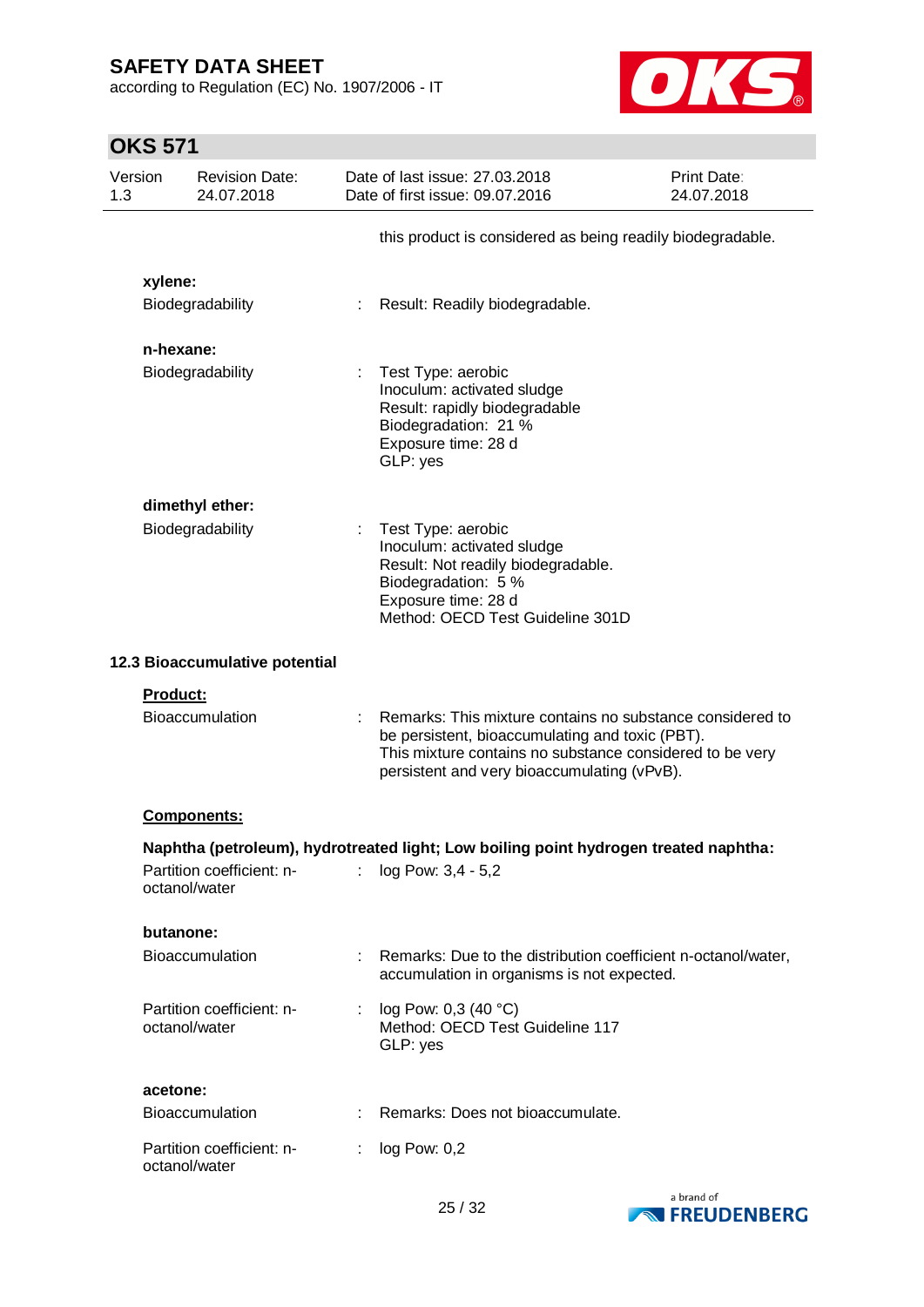this product is considered as being readily biodegradable.

**xylene:**

Biodegradability : Result: Readily biodegradable.

**n-hexane:**

Biodegradability : Test Type: aerobic
Inoculum: activated sludge
Result: rapidly biodegradable
Biodegradation: 21 %
Exposure time: 28 d
GLP: yes

**dimethyl ether:**

Biodegradability : Test Type: aerobic
Inoculum: activated sludge
Result: Not readily biodegradable.
Biodegradation: 5 %
Exposure time: 28 d
Method: OECD Test Guideline 301D

### 12.3 Bioaccumulative potential

**Product:**

Bioaccumulation : Remarks: This mixture contains no substance considered to be persistent, bioaccumulating and toxic (PBT).
This mixture contains no substance considered to be very persistent and very bioaccumulating (vPvB).

**Components:**

**Naphtha (petroleum), hydrotreated light; Low boiling point hydrogen treated naphtha:**

Partition coefficient: n-octanol/water : log Pow: 3,4 - 5,2

**butanone:**

Bioaccumulation : Remarks: Due to the distribution coefficient n-octanol/water, accumulation in organisms is not expected.

Partition coefficient: n-octanol/water : log Pow: 0,3 (40 °C)
Method: OECD Test Guideline 117
GLP: yes

**acetone:**

Bioaccumulation : Remarks: Does not bioaccumulate.

Partition coefficient: n-octanol/water : log Pow: 0,2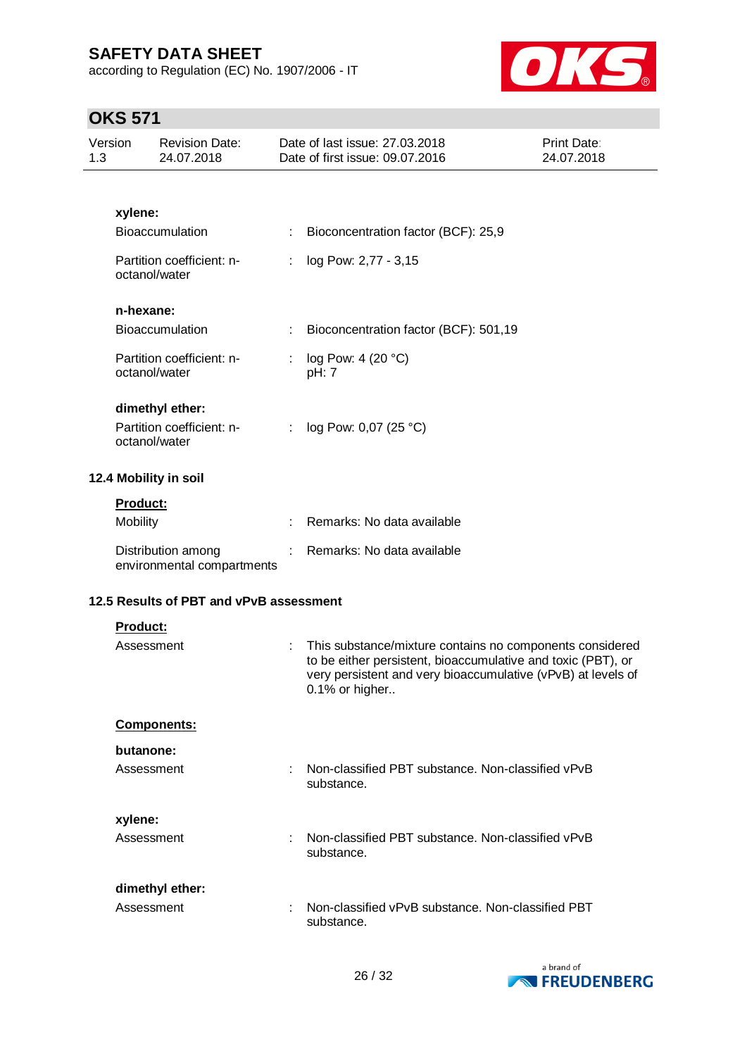**xylene:**

| | | |
|---|---|---|
| Bioaccumulation | : | Bioconcentration factor (BCF): 25,9 |
| Partition coefficient: n-octanol/water | : | log Pow: 2,77 - 3,15 |

**n-hexane:**

| | | |
|---|---|---|
| Bioaccumulation | : | Bioconcentration factor (BCF): 501,19 |
| Partition coefficient: n-octanol/water | : | log Pow: 4 (20 °C)<br>pH: 7 |

**dimethyl ether:**

| | | |
|---|---|---|
| Partition coefficient: n-octanol/water | : | log Pow: 0,07 (25 °C) |

### 12.4 Mobility in soil

**Product:**

| | | |
|---|---|---|
| Mobility | : | Remarks: No data available |
| Distribution among environmental compartments | : | Remarks: No data available |

### 12.5 Results of PBT and vPvB assessment

**Product:**

| | | |
|---|---|---|
| Assessment | : | This substance/mixture contains no components considered to be either persistent, bioaccumulative and toxic (PBT), or very persistent and very bioaccumulative (vPvB) at levels of 0.1% or higher.. |

**Components:**

**butanone:**

| | | |
|---|---|---|
| Assessment | : | Non-classified PBT substance. Non-classified vPvB substance. |

**xylene:**

| | | |
|---|---|---|
| Assessment | : | Non-classified PBT substance. Non-classified vPvB substance. |

**dimethyl ether:**

| | | |
|---|---|---|
| Assessment | : | Non-classified vPvB substance. Non-classified PBT substance. |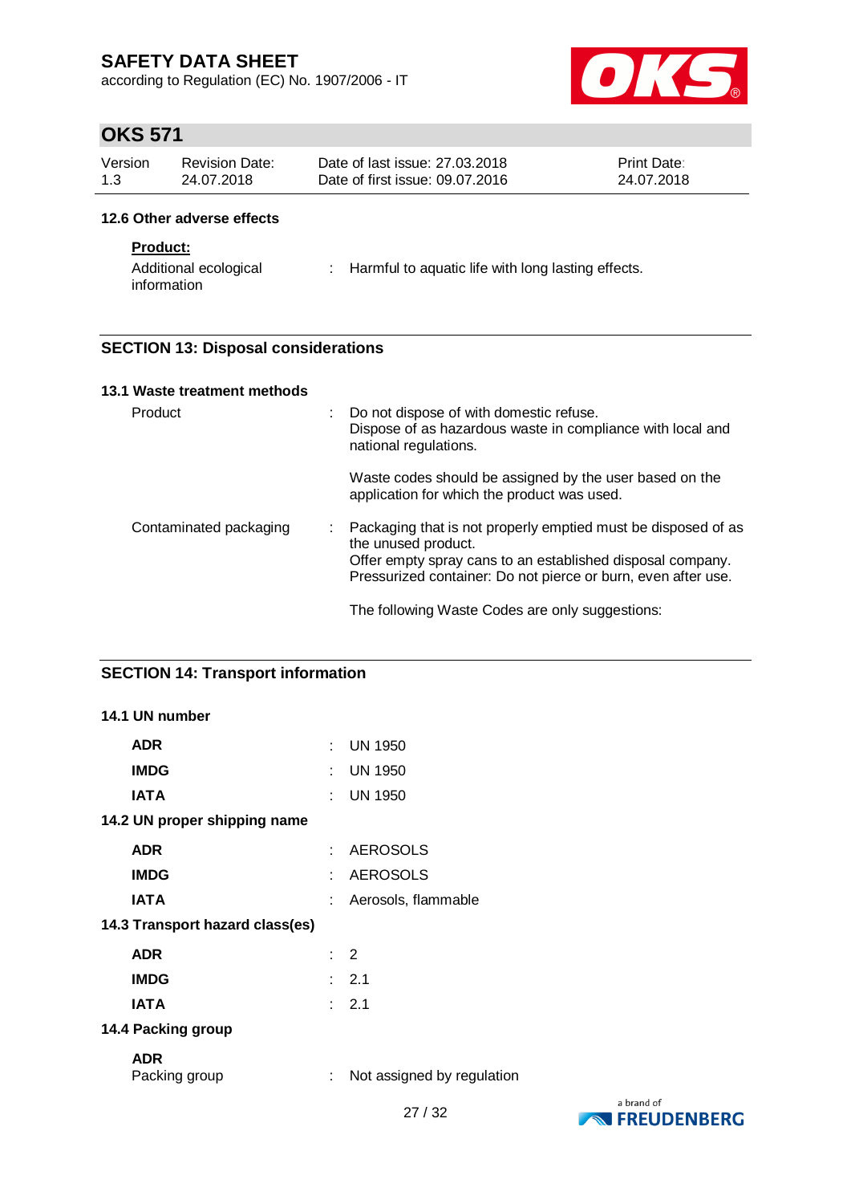### 12.6 Other adverse effects

**Product:**

| | | |
|---|---|---|
| Additional ecological information | : | Harmful to aquatic life with long lasting effects. |

## SECTION 13: Disposal considerations

### 13.1 Waste treatment methods

| | | |
|---|---|---|
| Product | : | Do not dispose of with domestic refuse.<br>Dispose of as hazardous waste in compliance with local and national regulations.<br><br>Waste codes should be assigned by the user based on the application for which the product was used. |
| Contaminated packaging | : | Packaging that is not properly emptied must be disposed of as the unused product.<br>Offer empty spray cans to an established disposal company.<br>Pressurized container: Do not pierce or burn, even after use.<br><br>The following Waste Codes are only suggestions: |

## SECTION 14: Transport information

### 14.1 UN number

| | | |
|---|---|---|
| **ADR** | : | UN 1950 |
| **IMDG** | : | UN 1950 |
| **IATA** | : | UN 1950 |

### 14.2 UN proper shipping name

| | | |
|---|---|---|
| **ADR** | : | AEROSOLS |
| **IMDG** | : | AEROSOLS |
| **IATA** | : | Aerosols, flammable |

### 14.3 Transport hazard class(es)

| | | |
|---|---|---|
| **ADR** | : | 2 |
| **IMDG** | : | 2.1 |
| **IATA** | : | 2.1 |

### 14.4 Packing group

**ADR**

| | | |
|---|---|---|
| Packing group | : | Not assigned by regulation |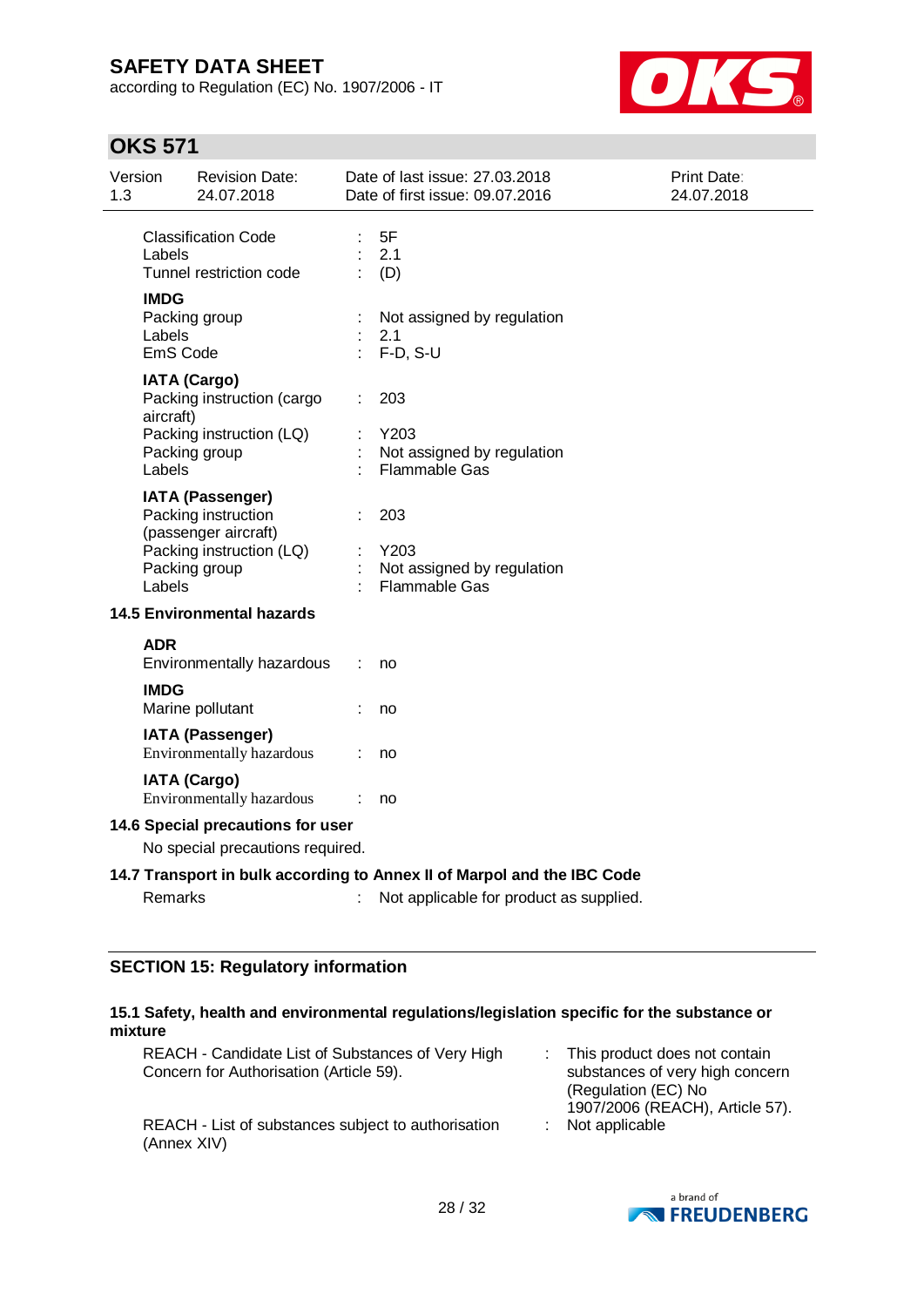| | | |
|---|---|---|
| Classification Code | : | 5F |
| Labels | : | 2.1 |
| Tunnel restriction code | : | (D) |

**IMDG**

| | | |
|---|---|---|
| Packing group | : | Not assigned by regulation |
| Labels | : | 2.1 |
| EmS Code | : | F-D, S-U |

**IATA (Cargo)**

| | | |
|---|---|---|
| Packing instruction (cargo aircraft) | : | 203 |
| Packing instruction (LQ) | : | Y203 |
| Packing group | : | Not assigned by regulation |
| Labels | : | Flammable Gas |

**IATA (Passenger)**

| | | |
|---|---|---|
| Packing instruction (passenger aircraft) | : | 203 |
| Packing instruction (LQ) | : | Y203 |
| Packing group | : | Not assigned by regulation |
| Labels | : | Flammable Gas |

### 14.5 Environmental hazards

**ADR**

Environmentally hazardous : no

**IMDG**

Marine pollutant : no

**IATA (Passenger)**

Environmentally hazardous : no

**IATA (Cargo)**

Environmentally hazardous : no

### 14.6 Special precautions for user

No special precautions required.

### 14.7 Transport in bulk according to Annex II of Marpol and the IBC Code

Remarks : Not applicable for product as supplied.

## SECTION 15: Regulatory information

### 15.1 Safety, health and environmental regulations/legislation specific for the substance or mixture

| | | |
|---|---|---|
| REACH - Candidate List of Substances of Very High Concern for Authorisation (Article 59). | : | This product does not contain substances of very high concern (Regulation (EC) No 1907/2006 (REACH), Article 57). |
| REACH - List of substances subject to authorisation (Annex XIV) | : | Not applicable |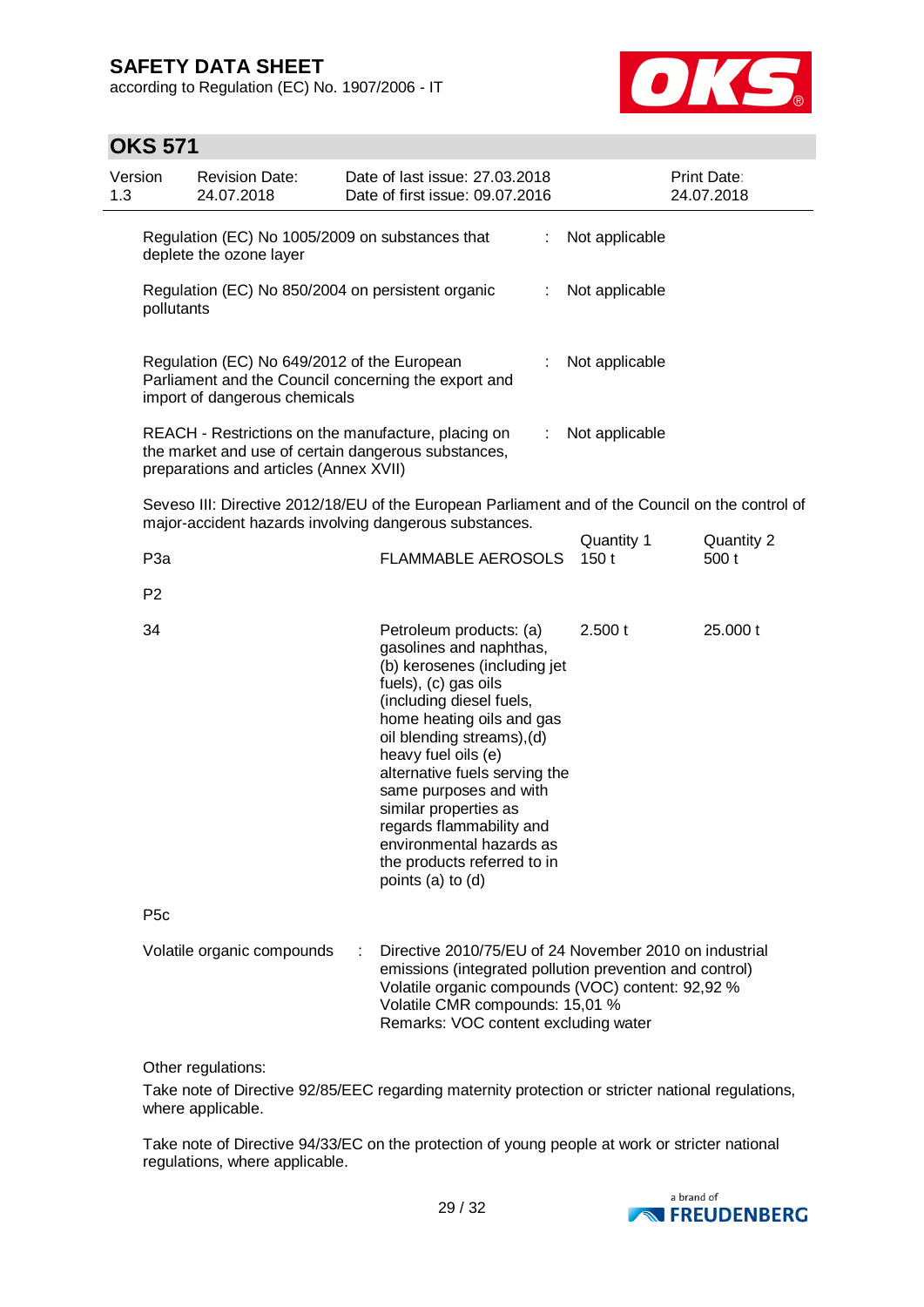Regulation (EC) No 1005/2009 on substances that deplete the ozone layer : Not applicable

Regulation (EC) No 850/2004 on persistent organic pollutants : Not applicable

Regulation (EC) No 649/2012 of the European Parliament and the Council concerning the export and import of dangerous chemicals : Not applicable

REACH - Restrictions on the manufacture, placing on the market and use of certain dangerous substances, preparations and articles (Annex XVII) : Not applicable

Seveso III: Directive 2012/18/EU of the European Parliament and of the Council on the control of major-accident hazards involving dangerous substances.

| | | Quantity 1 | Quantity 2 |
|---|---|---|---|
| P3a | FLAMMABLE AEROSOLS | 150 t | 500 t |
| P2 | | | |
| 34 | Petroleum products: (a) gasolines and naphthas, (b) kerosenes (including jet fuels), (c) gas oils (including diesel fuels, home heating oils and gas oil blending streams),(d) heavy fuel oils (e) alternative fuels serving the same purposes and with similar properties as regards flammability and environmental hazards as the products referred to in points (a) to (d) | 2.500 t | 25.000 t |
| P5c | | | |

Volatile organic compounds : Directive 2010/75/EU of 24 November 2010 on industrial emissions (integrated pollution prevention and control)
Volatile organic compounds (VOC) content: 92,92 %
Volatile CMR compounds: 15,01 %
Remarks: VOC content excluding water

Other regulations:

Take note of Directive 92/85/EEC regarding maternity protection or stricter national regulations, where applicable.

Take note of Directive 94/33/EC on the protection of young people at work or stricter national regulations, where applicable.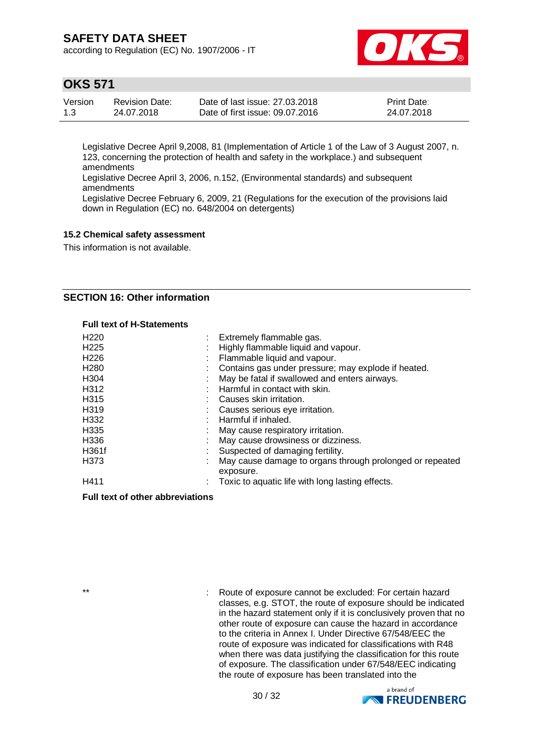Legislative Decree April 9,2008, 81 (Implementation of Article 1 of the Law of 3 August 2007, n. 123, concerning the protection of health and safety in the workplace.) and subsequent amendments
Legislative Decree April 3, 2006, n.152, (Environmental standards) and subsequent amendments
Legislative Decree February 6, 2009, 21 (Regulations for the execution of the provisions laid down in Regulation (EC) no. 648/2004 on detergents)

### 15.2 Chemical safety assessment

This information is not available.

## SECTION 16: Other information

**Full text of H-Statements**

| | | |
|---|---|---|
| H220 | : | Extremely flammable gas. |
| H225 | : | Highly flammable liquid and vapour. |
| H226 | : | Flammable liquid and vapour. |
| H280 | : | Contains gas under pressure; may explode if heated. |
| H304 | : | May be fatal if swallowed and enters airways. |
| H312 | : | Harmful in contact with skin. |
| H315 | : | Causes skin irritation. |
| H319 | : | Causes serious eye irritation. |
| H332 | : | Harmful if inhaled. |
| H335 | : | May cause respiratory irritation. |
| H336 | : | May cause drowsiness or dizziness. |
| H361f | : | Suspected of damaging fertility. |
| H373 | : | May cause damage to organs through prolonged or repeated exposure. |
| H411 | : | Toxic to aquatic life with long lasting effects. |

**Full text of other abbreviations**

| | | |
|---|---|---|
| ** | : | Route of exposure cannot be excluded: For certain hazard classes, e.g. STOT, the route of exposure should be indicated in the hazard statement only if it is conclusively proven that no other route of exposure can cause the hazard in accordance to the criteria in Annex I. Under Directive 67/548/EEC the route of exposure was indicated for classifications with R48 when there was data justifying the classification for this route of exposure. The classification under 67/548/EEC indicating the route of exposure has been translated into the |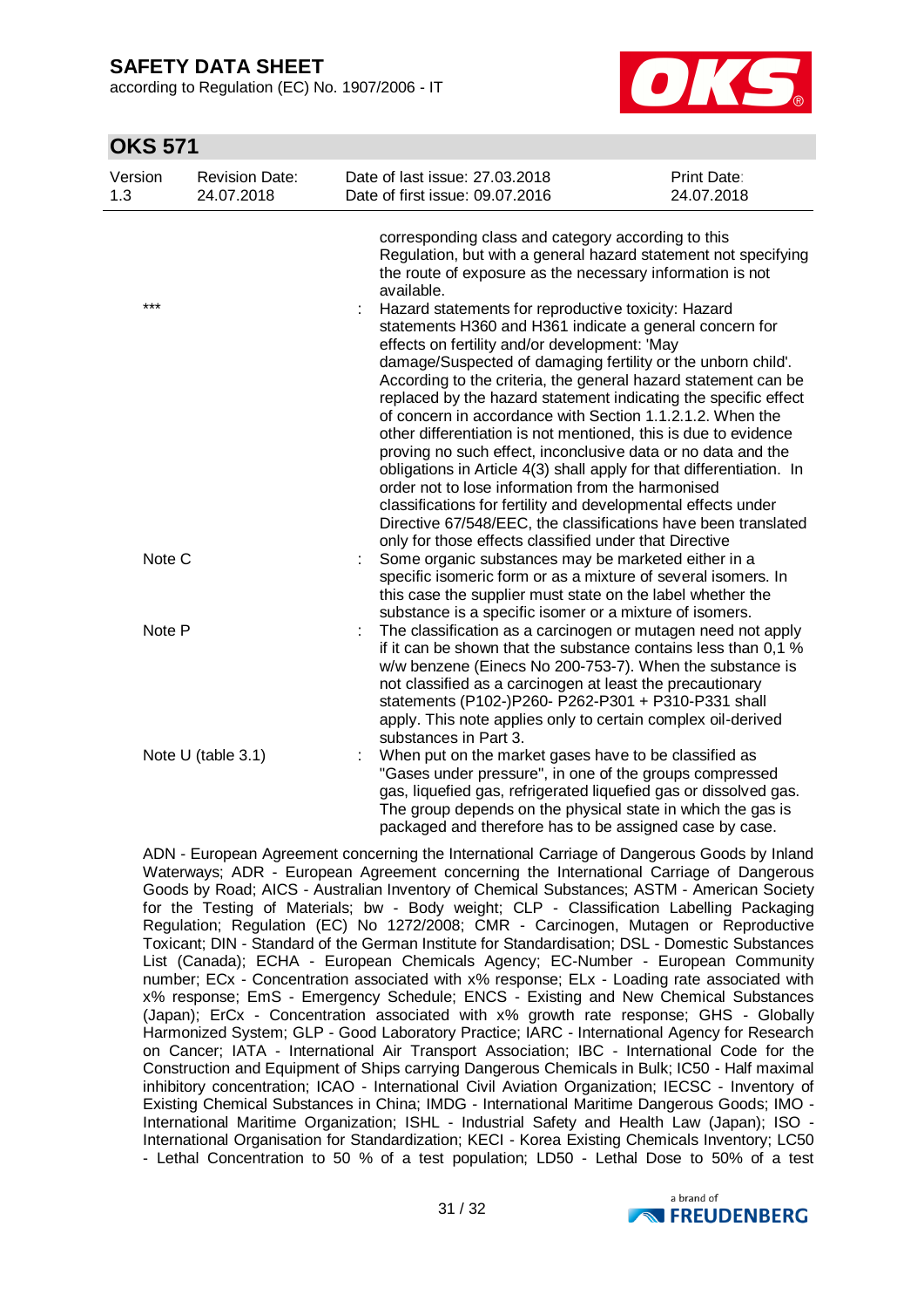| | | |
|---|---|---|
| | | corresponding class and category according to this Regulation, but with a general hazard statement not specifying the route of exposure as the necessary information is not available. |
| *** | : | Hazard statements for reproductive toxicity: Hazard statements H360 and H361 indicate a general concern for effects on fertility and/or development: 'May damage/Suspected of damaging fertility or the unborn child'. According to the criteria, the general hazard statement can be replaced by the hazard statement indicating the specific effect of concern in accordance with Section 1.1.2.1.2. When the other differentiation is not mentioned, this is due to evidence proving no such effect, inconclusive data or no data and the obligations in Article 4(3) shall apply for that differentiation. In order not to lose information from the harmonised classifications for fertility and developmental effects under Directive 67/548/EEC, the classifications have been translated only for those effects classified under that Directive |
| Note C | : | Some organic substances may be marketed either in a specific isomeric form or as a mixture of several isomers. In this case the supplier must state on the label whether the substance is a specific isomer or a mixture of isomers. |
| Note P | : | The classification as a carcinogen or mutagen need not apply if it can be shown that the substance contains less than 0,1 % w/w benzene (Einecs No 200-753-7). When the substance is not classified as a carcinogen at least the precautionary statements (P102-)P260- P262-P301 + P310-P331 shall apply. This note applies only to certain complex oil-derived substances in Part 3. |
| Note U (table 3.1) | : | When put on the market gases have to be classified as "Gases under pressure", in one of the groups compressed gas, liquefied gas, refrigerated liquefied gas or dissolved gas. The group depends on the physical state in which the gas is packaged and therefore has to be assigned case by case. |

ADN - European Agreement concerning the International Carriage of Dangerous Goods by Inland Waterways; ADR - European Agreement concerning the International Carriage of Dangerous Goods by Road; AICS - Australian Inventory of Chemical Substances; ASTM - American Society for the Testing of Materials; bw - Body weight; CLP - Classification Labelling Packaging Regulation; Regulation (EC) No 1272/2008; CMR - Carcinogen, Mutagen or Reproductive Toxicant; DIN - Standard of the German Institute for Standardisation; DSL - Domestic Substances List (Canada); ECHA - European Chemicals Agency; EC-Number - European Community number; ECx - Concentration associated with x% response; ELx - Loading rate associated with x% response; EmS - Emergency Schedule; ENCS - Existing and New Chemical Substances (Japan); ErCx - Concentration associated with x% growth rate response; GHS - Globally Harmonized System; GLP - Good Laboratory Practice; IARC - International Agency for Research on Cancer; IATA - International Air Transport Association; IBC - International Code for the Construction and Equipment of Ships carrying Dangerous Chemicals in Bulk; IC50 - Half maximal inhibitory concentration; ICAO - International Civil Aviation Organization; IECSC - Inventory of Existing Chemical Substances in China; IMDG - International Maritime Dangerous Goods; IMO - International Maritime Organization; ISHL - Industrial Safety and Health Law (Japan); ISO - International Organisation for Standardization; KECI - Korea Existing Chemicals Inventory; LC50 - Lethal Concentration to 50 % of a test population; LD50 - Lethal Dose to 50% of a test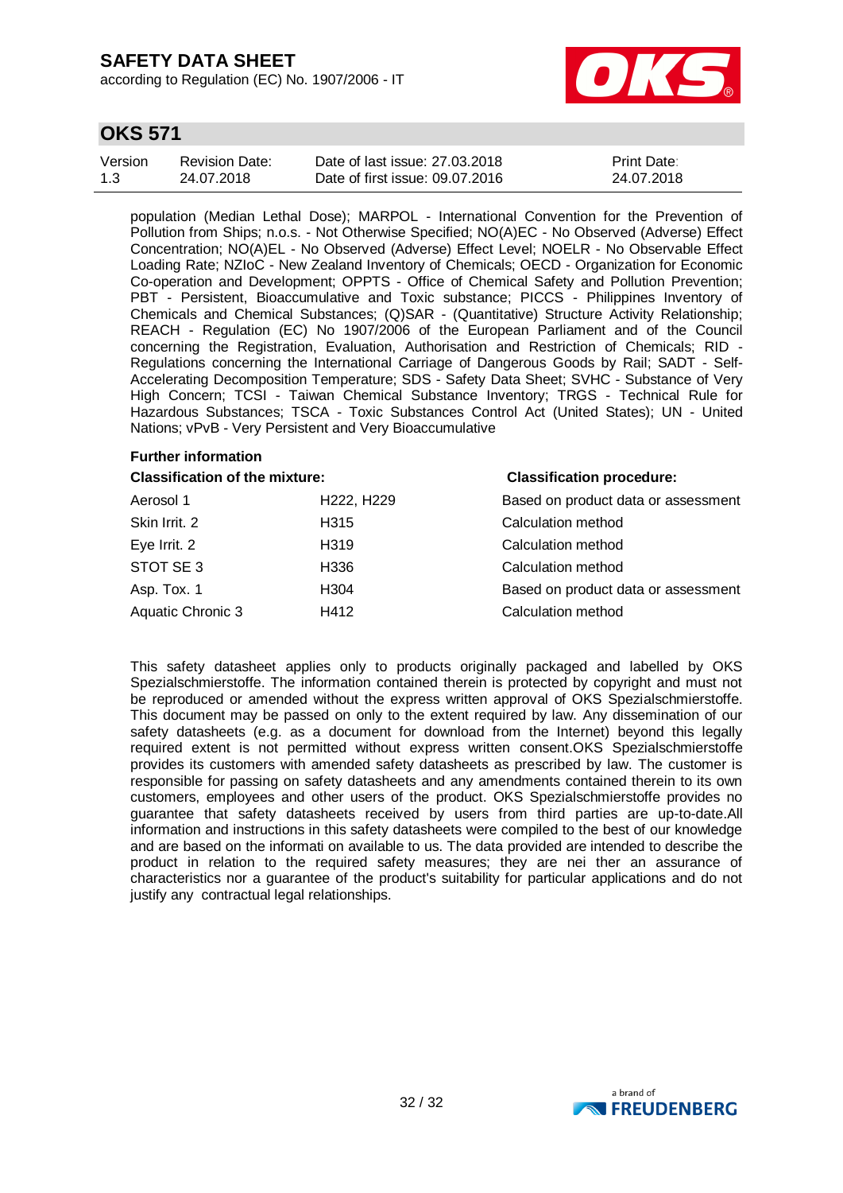population (Median Lethal Dose); MARPOL - International Convention for the Prevention of Pollution from Ships; n.o.s. - Not Otherwise Specified; NO(A)EC - No Observed (Adverse) Effect Concentration; NO(A)EL - No Observed (Adverse) Effect Level; NOELR - No Observable Effect Loading Rate; NZIoC - New Zealand Inventory of Chemicals; OECD - Organization for Economic Co-operation and Development; OPPTS - Office of Chemical Safety and Pollution Prevention; PBT - Persistent, Bioaccumulative and Toxic substance; PICCS - Philippines Inventory of Chemicals and Chemical Substances; (Q)SAR - (Quantitative) Structure Activity Relationship; REACH - Regulation (EC) No 1907/2006 of the European Parliament and of the Council concerning the Registration, Evaluation, Authorisation and Restriction of Chemicals; RID - Regulations concerning the International Carriage of Dangerous Goods by Rail; SADT - Self-Accelerating Decomposition Temperature; SDS - Safety Data Sheet; SVHC - Substance of Very High Concern; TCSI - Taiwan Chemical Substance Inventory; TRGS - Technical Rule for Hazardous Substances; TSCA - Toxic Substances Control Act (United States); UN - United Nations; vPvB - Very Persistent and Very Bioaccumulative

**Further information**

| Classification of the mixture: | | Classification procedure: |
|---|---|---|
| Aerosol 1 | H222, H229 | Based on product data or assessment |
| Skin Irrit. 2 | H315 | Calculation method |
| Eye Irrit. 2 | H319 | Calculation method |
| STOT SE 3 | H336 | Calculation method |
| Asp. Tox. 1 | H304 | Based on product data or assessment |
| Aquatic Chronic 3 | H412 | Calculation method |

This safety datasheet applies only to products originally packaged and labelled by OKS Spezialschmierstoffe. The information contained therein is protected by copyright and must not be reproduced or amended without the express written approval of OKS Spezialschmierstoffe. This document may be passed on only to the extent required by law. Any dissemination of our safety datasheets (e.g. as a document for download from the Internet) beyond this legally required extent is not permitted without express written consent.OKS Spezialschmierstoffe provides its customers with amended safety datasheets as prescribed by law. The customer is responsible for passing on safety datasheets and any amendments contained therein to its own customers, employees and other users of the product. OKS Spezialschmierstoffe provides no guarantee that safety datasheets received by users from third parties are up-to-date.All information and instructions in this safety datasheets were compiled to the best of our knowledge and are based on the informati on available to us. The data provided are intended to describe the product in relation to the required safety measures; they are nei ther an assurance of characteristics nor a guarantee of the product's suitability for particular applications and do not justify any contractual legal relationships.